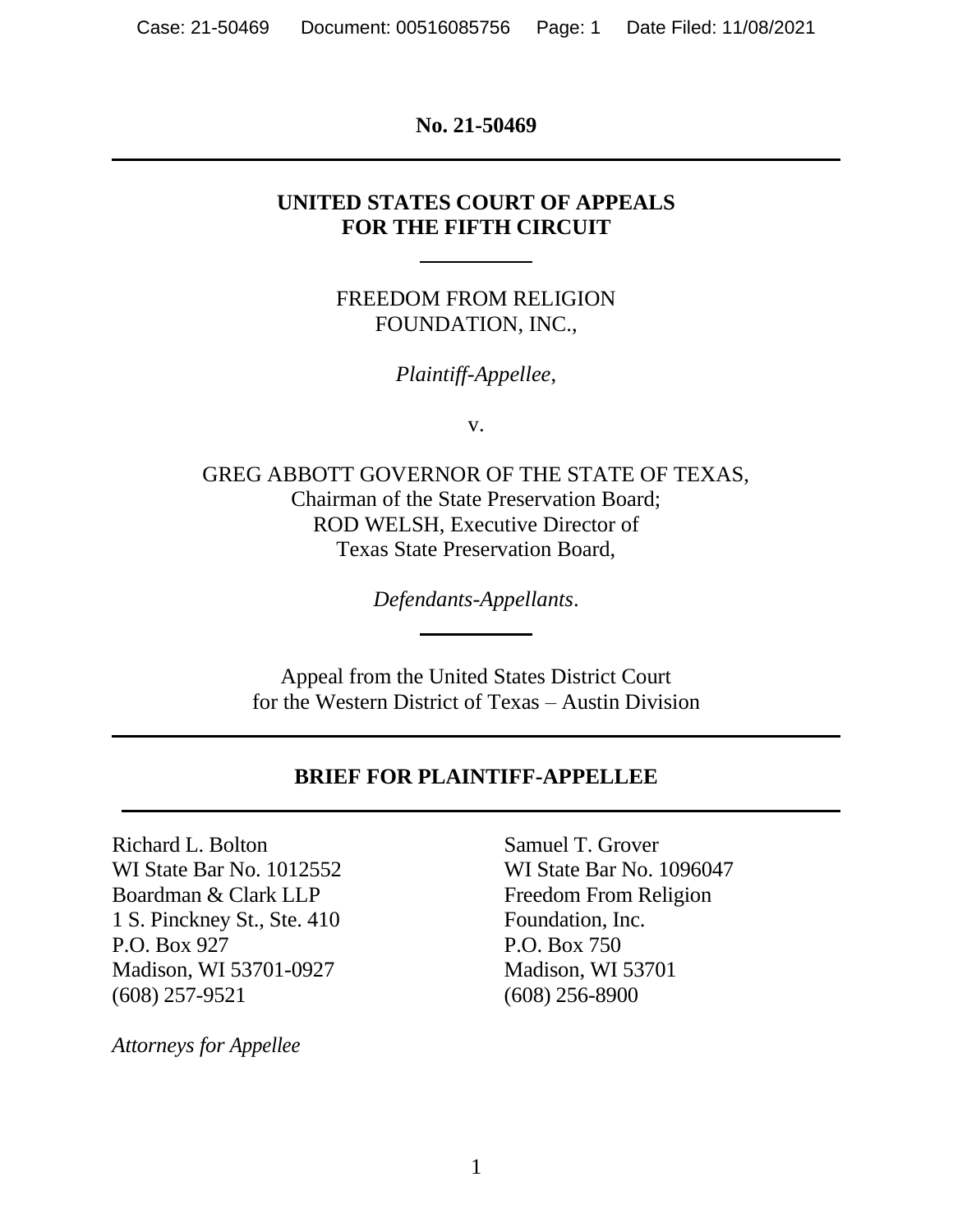**No. 21-50469**

---

**UNITED STATES COURT OF APPEALS**
**FOR THE FIFTH CIRCUIT**

---

FREEDOM FROM RELIGION
FOUNDATION, INC.,

*Plaintiff-Appellee*,

v.

GREG ABBOTT GOVERNOR OF THE STATE OF TEXAS,
Chairman of the State Preservation Board;
ROD WELSH, Executive Director of
Texas State Preservation Board,

*Defendants-Appellants*.

---

Appeal from the United States District Court
for the Western District of Texas – Austin Division

---

**BRIEF FOR PLAINTIFF-APPELLEE**

---

Richard L. Bolton
WI State Bar No. 1012552
Boardman & Clark LLP
1 S. Pinckney St., Ste. 410
P.O. Box 927
Madison, WI 53701-0927
(608) 257-9521

Samuel T. Grover
WI State Bar No. 1096047
Freedom From Religion
Foundation, Inc.
P.O. Box 750
Madison, WI 53701
(608) 256-8900

*Attorneys for Appellee*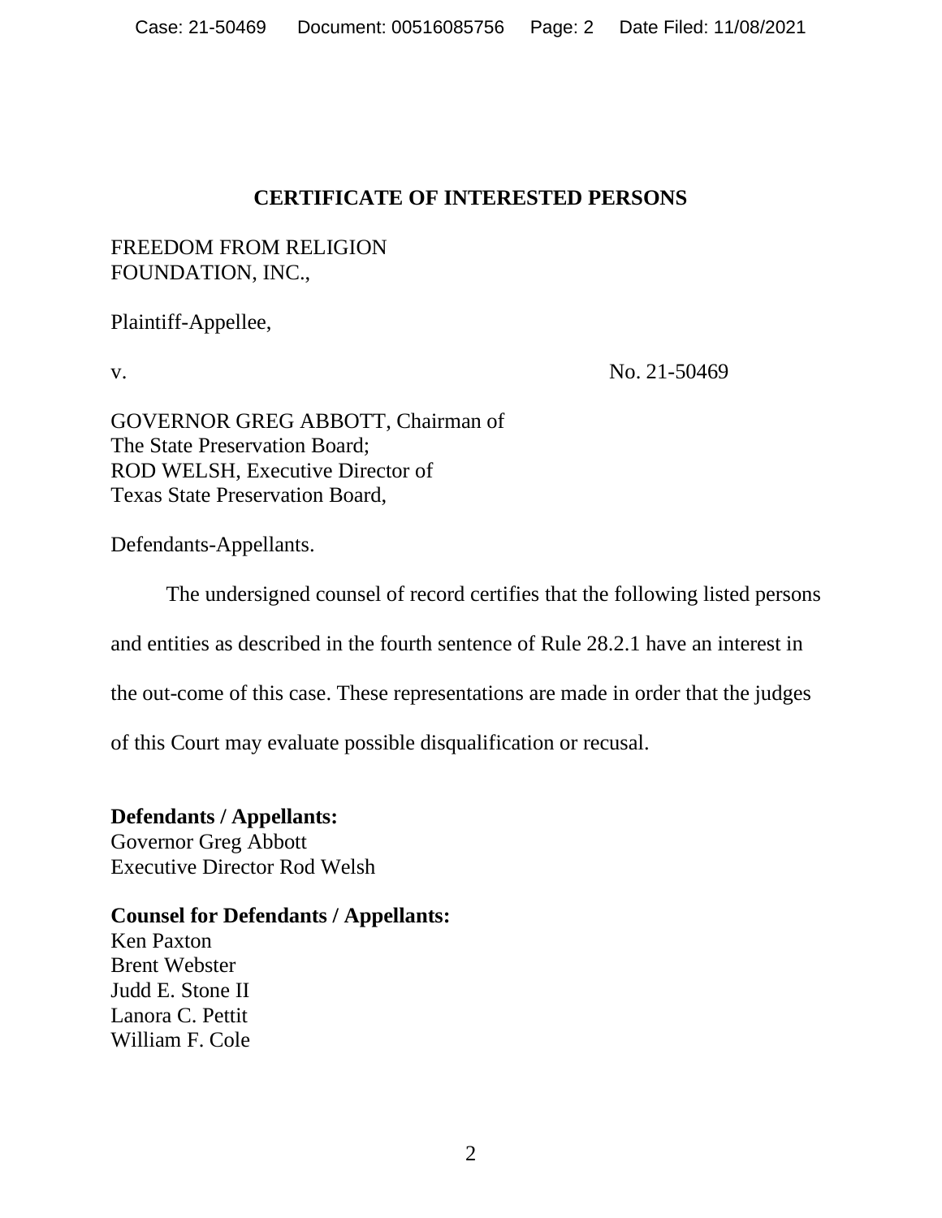## CERTIFICATE OF INTERESTED PERSONS

FREEDOM FROM RELIGION FOUNDATION, INC.,

Plaintiff-Appellee,

v. No. 21-50469

GOVERNOR GREG ABBOTT, Chairman of The State Preservation Board;
ROD WELSH, Executive Director of Texas State Preservation Board,

Defendants-Appellants.

The undersigned counsel of record certifies that the following listed persons and entities as described in the fourth sentence of Rule 28.2.1 have an interest in the out-come of this case. These representations are made in order that the judges of this Court may evaluate possible disqualification or recusal.

**Defendants / Appellants:**
Governor Greg Abbott
Executive Director Rod Welsh

**Counsel for Defendants / Appellants:**
Ken Paxton
Brent Webster
Judd E. Stone II
Lanora C. Pettit
William F. Cole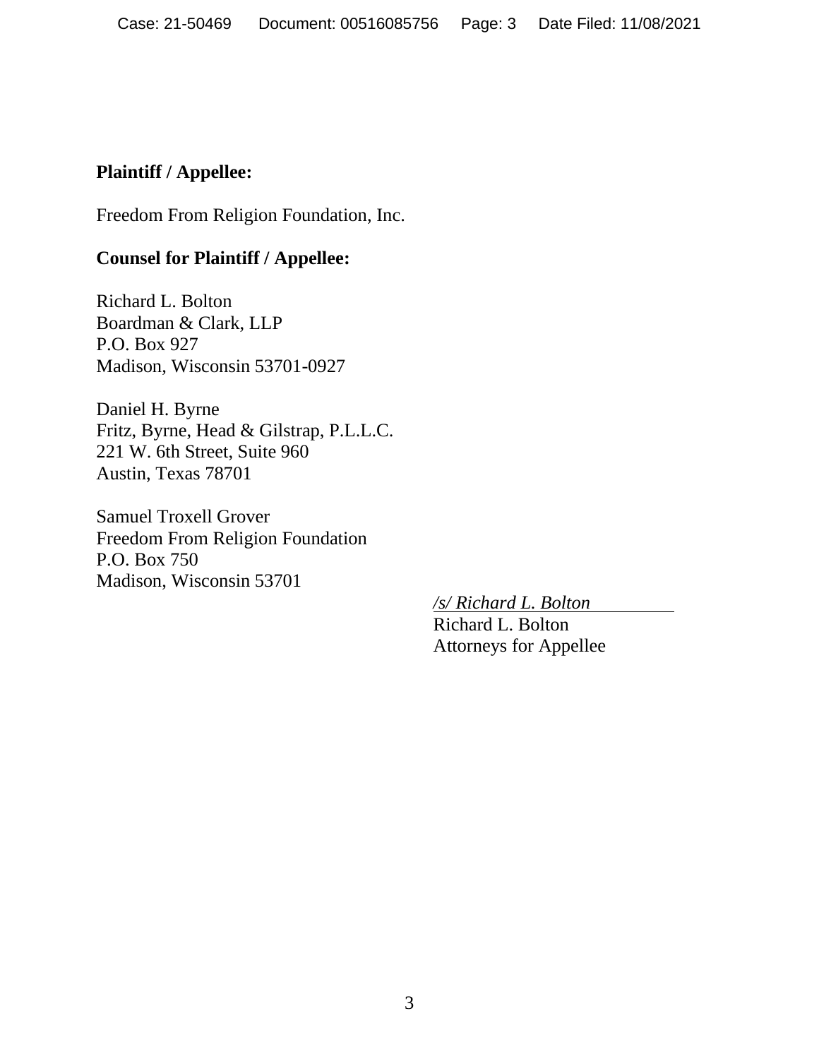**Plaintiff / Appellee:**

Freedom From Religion Foundation, Inc.

**Counsel for Plaintiff / Appellee:**

Richard L. Bolton
Boardman & Clark, LLP
P.O. Box 927
Madison, Wisconsin 53701-0927

Daniel H. Byrne
Fritz, Byrne, Head & Gilstrap, P.L.L.C.
221 W. 6th Street, Suite 960
Austin, Texas 78701

Samuel Troxell Grover
Freedom From Religion Foundation
P.O. Box 750
Madison, Wisconsin 53701

*/s/ Richard L. Bolton*
Richard L. Bolton
Attorneys for Appellee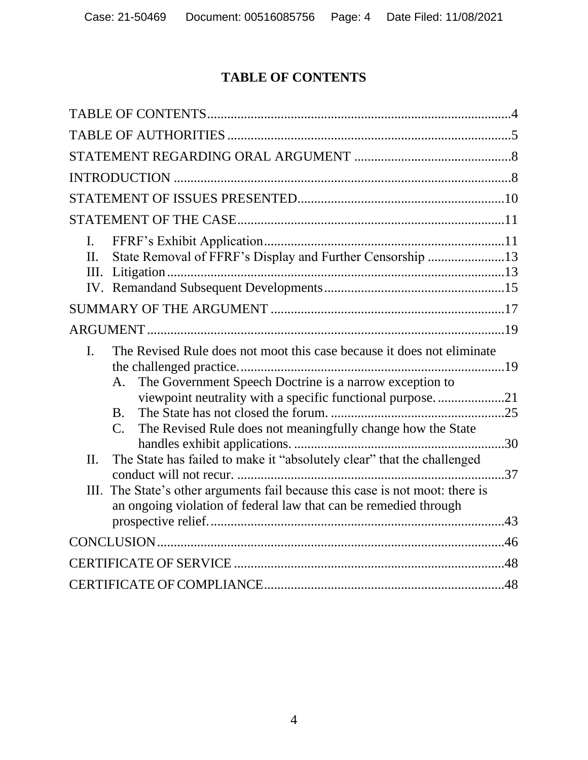# TABLE OF CONTENTS

TABLE OF CONTENTS....................................................................................4

TABLE OF AUTHORITIES ...............................................................................5

STATEMENT REGARDING ORAL ARGUMENT ...........................................8

INTRODUCTION ...............................................................................................8

STATEMENT OF ISSUES PRESENTED.........................................................10

STATEMENT OF THE CASE...........................................................................11

- I. FFRF's Exhibit Application..................................................................11
- II. State Removal of FFRF's Display and Further Censorship ....................13
- III. Litigation...............................................................................................13
- IV. Remandand Subsequent Developments.................................................15

SUMMARY OF THE ARGUMENT .................................................................17

ARGUMENT......................................................................................................19

- I. The Revised Rule does not moot this case because it does not eliminate the challenged practice.............................................................................19
  - A. The Government Speech Doctrine is a narrow exception to viewpoint neutrality with a specific functional purpose. ...................21
  - B. The State has not closed the forum. ..................................................25
  - C. The Revised Rule does not meaningfully change how the State handles exhibit applications. .............................................................30
- II. The State has failed to make it "absolutely clear" that the challenged conduct will not recur. ..............................................................................37
- III. The State's other arguments fail because this case is not moot: there is an ongoing violation of federal law that can be remedied through prospective relief.......................................................................................43

CONCLUSION...................................................................................................46

CERTIFICATE OF SERVICE ............................................................................48

CERTIFICATE OF COMPLIANCE...................................................................48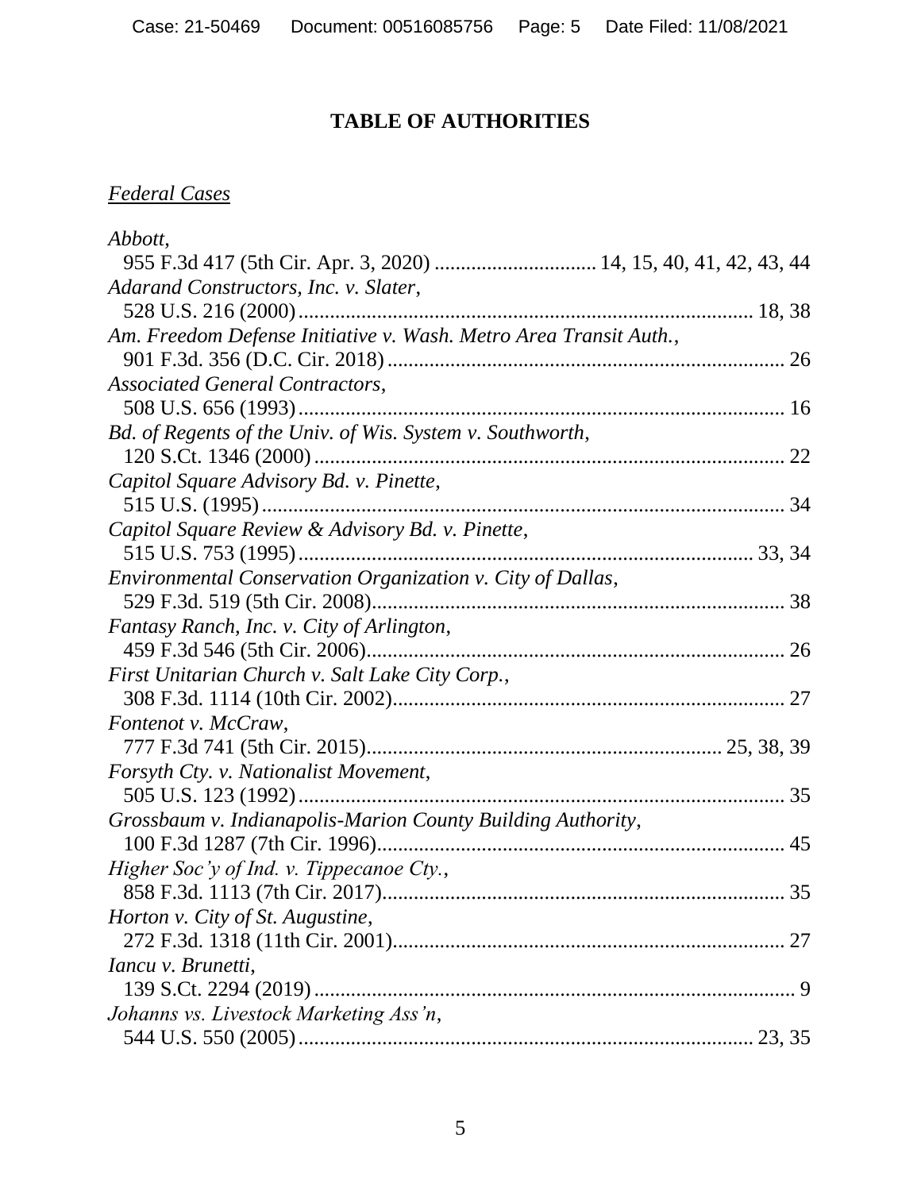# TABLE OF AUTHORITIES

*Federal Cases*

*Abbott*,
955 F.3d 417 (5th Cir. Apr. 3, 2020) .............................. 14, 15, 40, 41, 42, 43, 44

*Adarand Constructors, Inc. v. Slater*,
528 U.S. 216 (2000) ..................................................................................... 18, 38

*Am. Freedom Defense Initiative v. Wash. Metro Area Transit Auth.*,
901 F.3d. 356 (D.C. Cir. 2018) ........................................................................... 26

*Associated General Contractors*,
508 U.S. 656 (1993) ............................................................................................ 16

*Bd. of Regents of the Univ. of Wis. System v. Southworth*,
120 S.Ct. 1346 (2000) ......................................................................................... 22

*Capitol Square Advisory Bd. v. Pinette*,
515 U.S. (1995) ................................................................................................... 34

*Capitol Square Review & Advisory Bd. v. Pinette*,
515 U.S. 753 (1995) ...................................................................................... 33, 34

*Environmental Conservation Organization v. City of Dallas*,
529 F.3d. 519 (5th Cir. 2008).............................................................................. 38

*Fantasy Ranch, Inc. v. City of Arlington*,
459 F.3d 546 (5th Cir. 2006)............................................................................... 26

*First Unitarian Church v. Salt Lake City Corp.*,
308 F.3d. 1114 (10th Cir. 2002).......................................................................... 27

*Fontenot v. McCraw*,
777 F.3d 741 (5th Cir. 2015)................................................................. 25, 38, 39

*Forsyth Cty. v. Nationalist Movement*,
505 U.S. 123 (1992) ............................................................................................ 35

*Grossbaum v. Indianapolis-Marion County Building Authority*,
100 F.3d 1287 (7th Cir. 1996)............................................................................. 45

*Higher Soc'y of Ind. v. Tippecanoe Cty.*,
858 F.3d. 1113 (7th Cir. 2017)............................................................................ 35

*Horton v. City of St. Augustine*,
272 F.3d. 1318 (11th Cir. 2001).......................................................................... 27

*Iancu v. Brunetti*,
139 S.Ct. 2294 (2019) ........................................................................................... 9

*Johanns vs. Livestock Marketing Ass'n*,
544 U.S. 550 (2005) ...................................................................................... 23, 35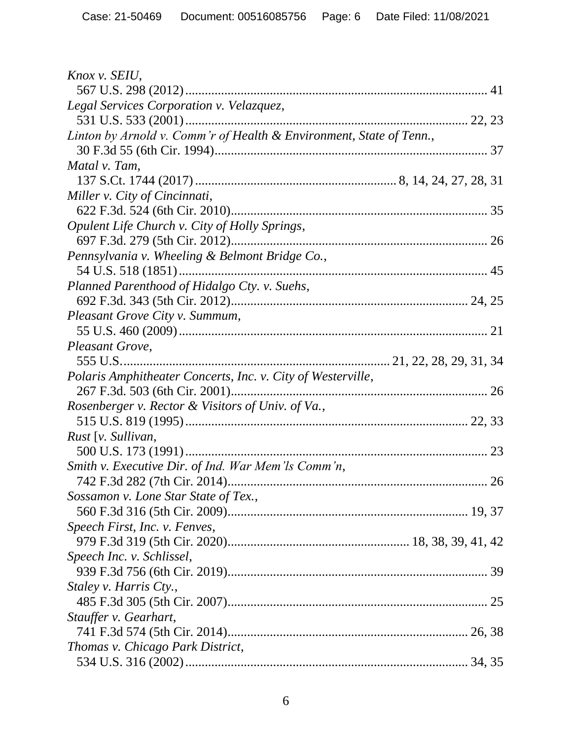*Knox v. SEIU*,
567 U.S. 298 (2012) ........................................................................................... 41

*Legal Services Corporation v. Velazquez*,
531 U.S. 533 (2001) ...................................................................................... 22, 23

*Linton by Arnold v. Comm'r of Health & Environment, State of Tenn.*,
30 F.3d 55 (6th Cir. 1994).................................................................................. 37

*Matal v. Tam*,
137 S.Ct. 1744 (2017) ............................................................ 8, 14, 24, 27, 28, 31

*Miller v. City of Cincinnati*,
622 F.3d. 524 (6th Cir. 2010).............................................................................. 35

*Opulent Life Church v. City of Holly Springs*,
697 F.3d. 279 (5th Cir. 2012)............................................................................. 26

*Pennsylvania v. Wheeling & Belmont Bridge Co.*,
54 U.S. 518 (1851) .............................................................................................. 45

*Planned Parenthood of Hidalgo Cty. v. Suehs*,
692 F.3d. 343 (5th Cir. 2012)........................................................................ 24, 25

*Pleasant Grove City v. Summum*,
55 U.S. 460 (2009) .............................................................................................. 21

*Pleasant Grove*,
555 U.S.................................................................................. 21, 22, 28, 29, 31, 34

*Polaris Amphitheater Concerts, Inc. v. City of Westerville*,
267 F.3d. 503 (6th Cir. 2001).............................................................................. 26

*Rosenberger v. Rector & Visitors of Univ. of Va.*,
515 U.S. 819 (1995) ..................................................................................... 22, 33

*Rust* [*v. Sullivan*,
500 U.S. 173 (1991) ............................................................................................ 23

*Smith v. Executive Dir. of Ind. War Mem'ls Comm'n*,
742 F.3d 282 (7th Cir. 2014)............................................................................... 26

*Sossamon v. Lone Star State of Tex.*,
560 F.3d 316 (5th Cir. 2009)......................................................................... 19, 37

*Speech First, Inc. v. Fenves*,
979 F.3d 319 (5th Cir. 2020)....................................................... 18, 38, 39, 41, 42

*Speech Inc. v. Schlissel*,
939 F.3d 756 (6th Cir. 2019)............................................................................... 39

*Staley v. Harris Cty.*,
485 F.3d 305 (5th Cir. 2007)............................................................................... 25

*Stauffer v. Gearhart*,
741 F.3d 574 (5th Cir. 2014)......................................................................... 26, 38

*Thomas v. Chicago Park District*,
534 U.S. 316 (2002) ..................................................................................... 34, 35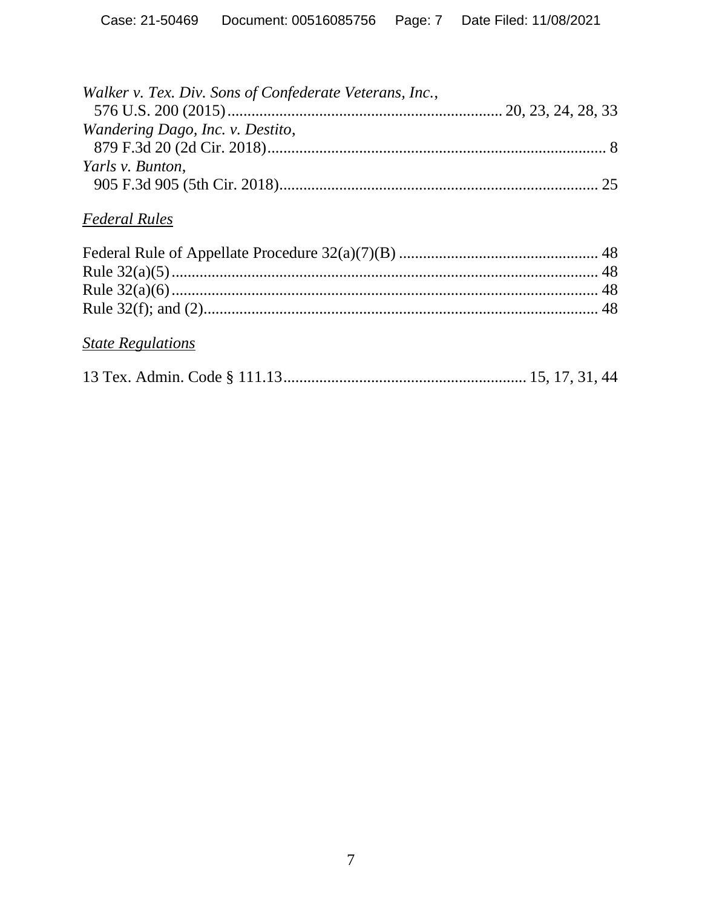*Walker v. Tex. Div. Sons of Confederate Veterans, Inc.*,
576 U.S. 200 (2015) .................................................................. 20, 23, 24, 28, 33

*Wandering Dago, Inc. v. Destito*,
879 F.3d 20 (2d Cir. 2018) .................................................................................. 8

*Yarls v. Bunton*,
905 F.3d 905 (5th Cir. 2018) .............................................................................. 25

## Federal Rules

Federal Rule of Appellate Procedure 32(a)(7)(B) ................................................ 48

Rule 32(a)(5) ........................................................................................................ 48

Rule 32(a)(6) ........................................................................................................ 48

Rule 32(f); and (2) ................................................................................................ 48

## State Regulations

13 Tex. Admin. Code § 111.13 ........................................................... 15, 17, 31, 44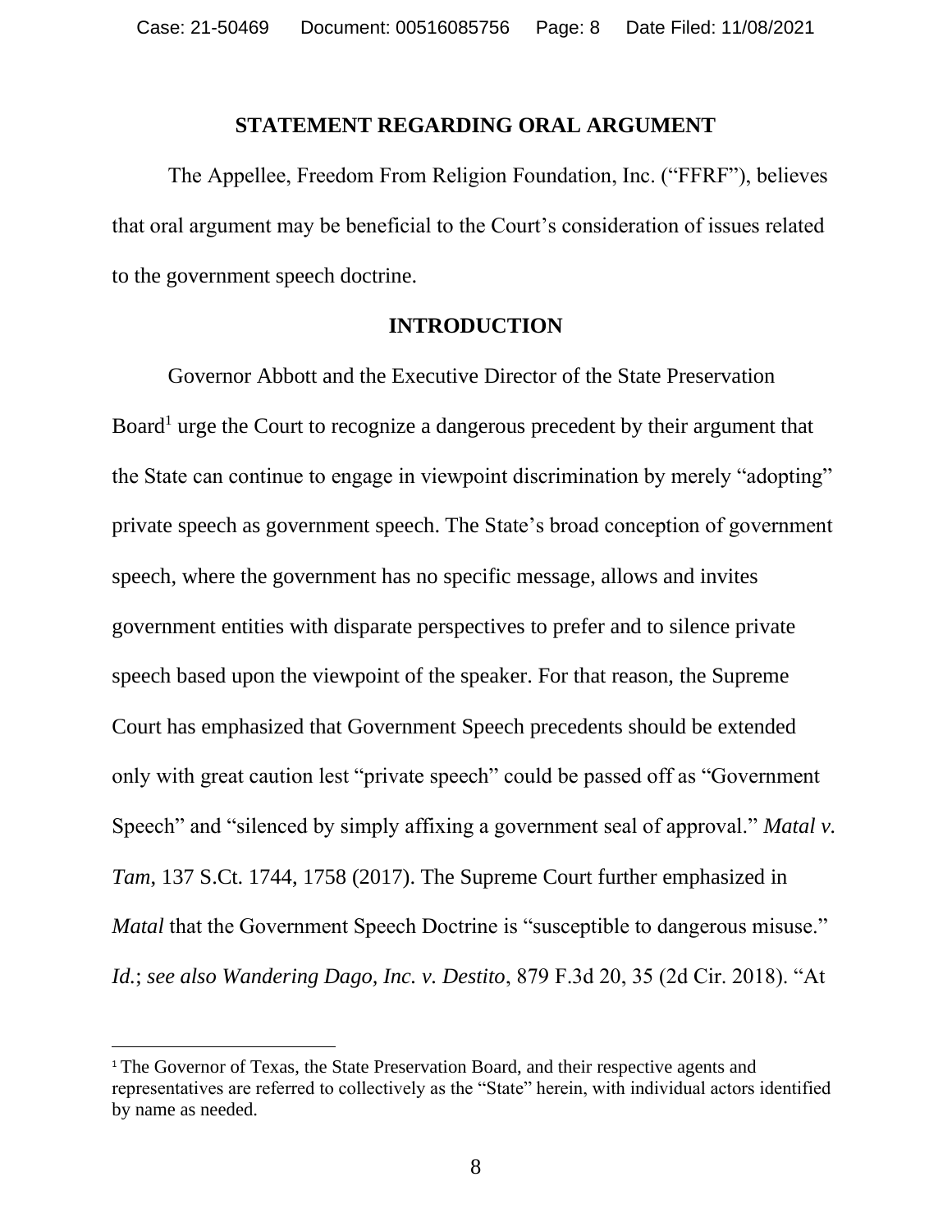## STATEMENT REGARDING ORAL ARGUMENT

The Appellee, Freedom From Religion Foundation, Inc. ("FFRF"), believes that oral argument may be beneficial to the Court's consideration of issues related to the government speech doctrine.

## INTRODUCTION

Governor Abbott and the Executive Director of the State Preservation Board[1] urge the Court to recognize a dangerous precedent by their argument that the State can continue to engage in viewpoint discrimination by merely "adopting" private speech as government speech. The State's broad conception of government speech, where the government has no specific message, allows and invites government entities with disparate perspectives to prefer and to silence private speech based upon the viewpoint of the speaker. For that reason, the Supreme Court has emphasized that Government Speech precedents should be extended only with great caution lest "private speech" could be passed off as "Government Speech" and "silenced by simply affixing a government seal of approval." *Matal v. Tam*, 137 S.Ct. 1744, 1758 (2017). The Supreme Court further emphasized in *Matal* that the Government Speech Doctrine is "susceptible to dangerous misuse." *Id.*; *see also Wandering Dago, Inc. v. Destito*, 879 F.3d 20, 35 (2d Cir. 2018). "At

[1] The Governor of Texas, the State Preservation Board, and their respective agents and representatives are referred to collectively as the "State" herein, with individual actors identified by name as needed.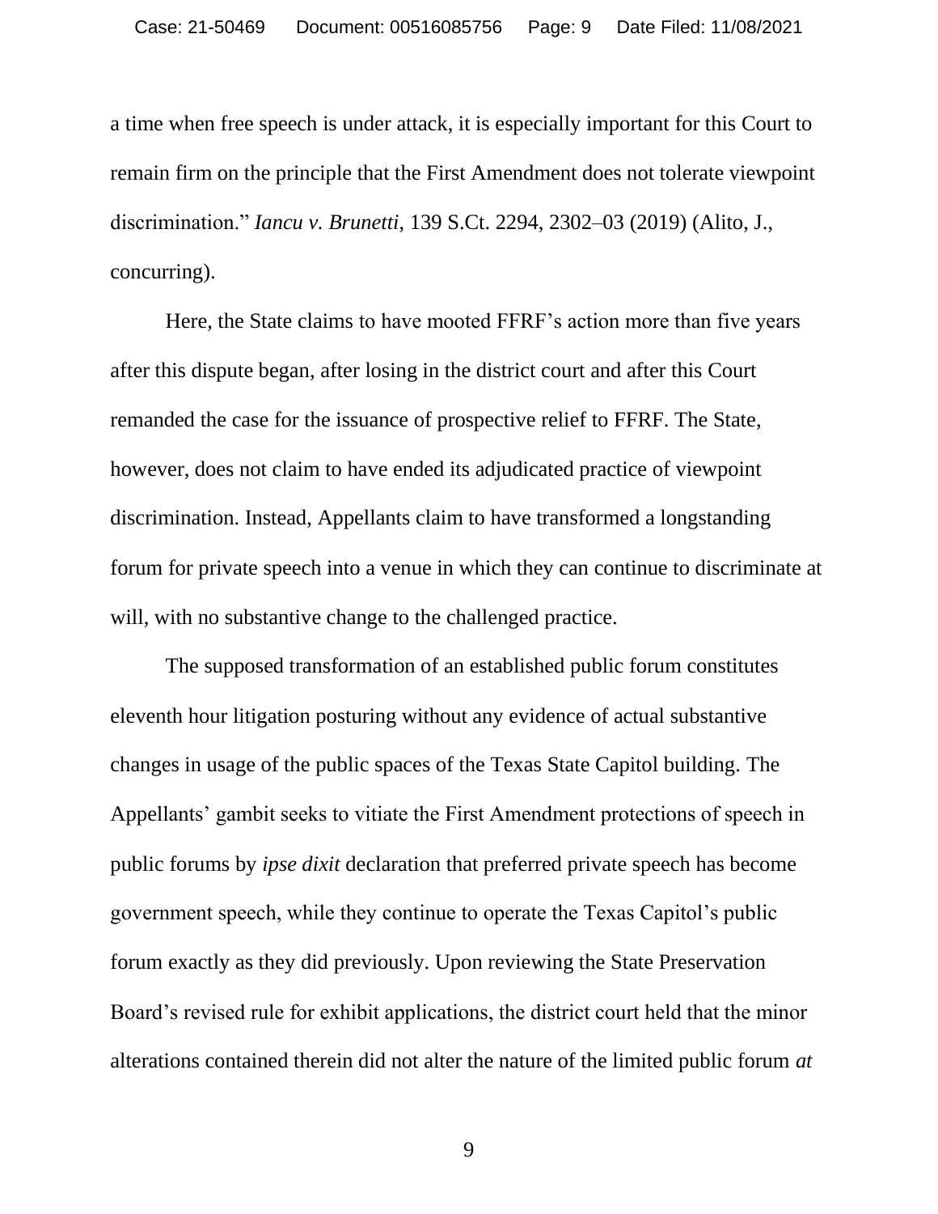a time when free speech is under attack, it is especially important for this Court to remain firm on the principle that the First Amendment does not tolerate viewpoint discrimination." *Iancu v. Brunetti*, 139 S.Ct. 2294, 2302–03 (2019) (Alito, J., concurring).

Here, the State claims to have mooted FFRF's action more than five years after this dispute began, after losing in the district court and after this Court remanded the case for the issuance of prospective relief to FFRF. The State, however, does not claim to have ended its adjudicated practice of viewpoint discrimination. Instead, Appellants claim to have transformed a longstanding forum for private speech into a venue in which they can continue to discriminate at will, with no substantive change to the challenged practice.

The supposed transformation of an established public forum constitutes eleventh hour litigation posturing without any evidence of actual substantive changes in usage of the public spaces of the Texas State Capitol building. The Appellants' gambit seeks to vitiate the First Amendment protections of speech in public forums by *ipse dixit* declaration that preferred private speech has become government speech, while they continue to operate the Texas Capitol's public forum exactly as they did previously. Upon reviewing the State Preservation Board's revised rule for exhibit applications, the district court held that the minor alterations contained therein did not alter the nature of the limited public forum *at*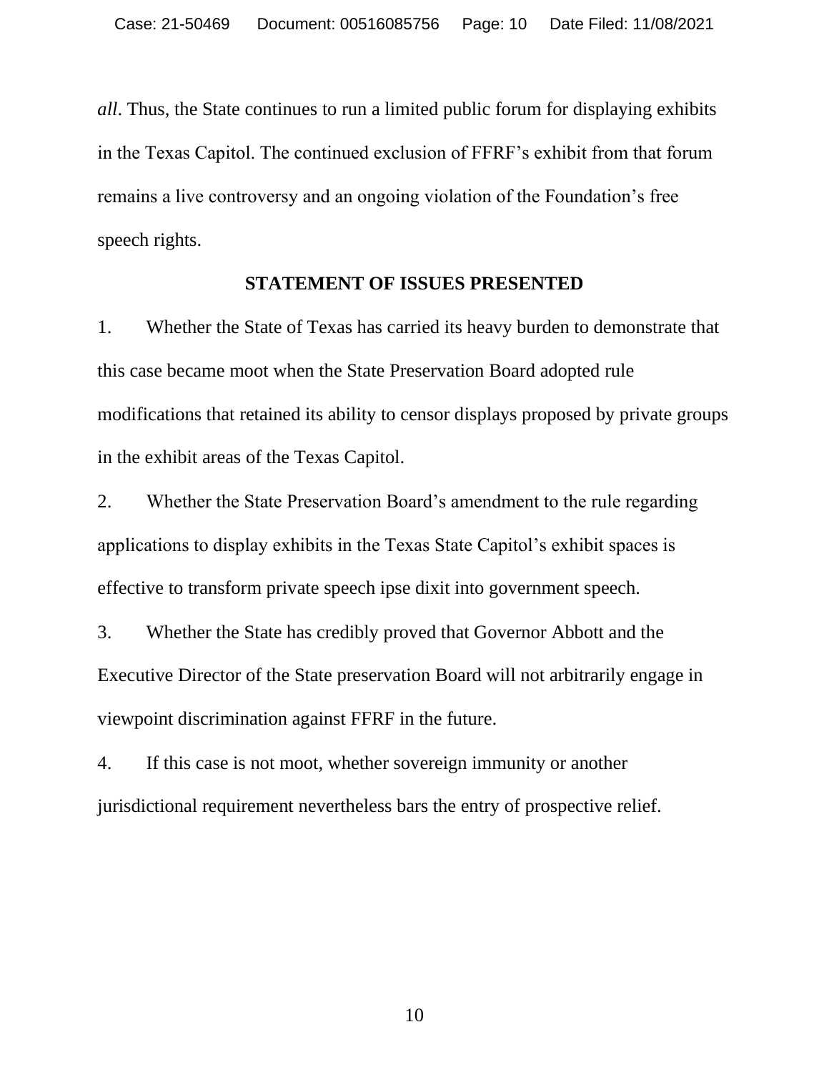*all*. Thus, the State continues to run a limited public forum for displaying exhibits in the Texas Capitol. The continued exclusion of FFRF's exhibit from that forum remains a live controversy and an ongoing violation of the Foundation's free speech rights.

## STATEMENT OF ISSUES PRESENTED

1. Whether the State of Texas has carried its heavy burden to demonstrate that this case became moot when the State Preservation Board adopted rule modifications that retained its ability to censor displays proposed by private groups in the exhibit areas of the Texas Capitol.

2. Whether the State Preservation Board's amendment to the rule regarding applications to display exhibits in the Texas State Capitol's exhibit spaces is effective to transform private speech ipse dixit into government speech.

3. Whether the State has credibly proved that Governor Abbott and the Executive Director of the State preservation Board will not arbitrarily engage in viewpoint discrimination against FFRF in the future.

4. If this case is not moot, whether sovereign immunity or another jurisdictional requirement nevertheless bars the entry of prospective relief.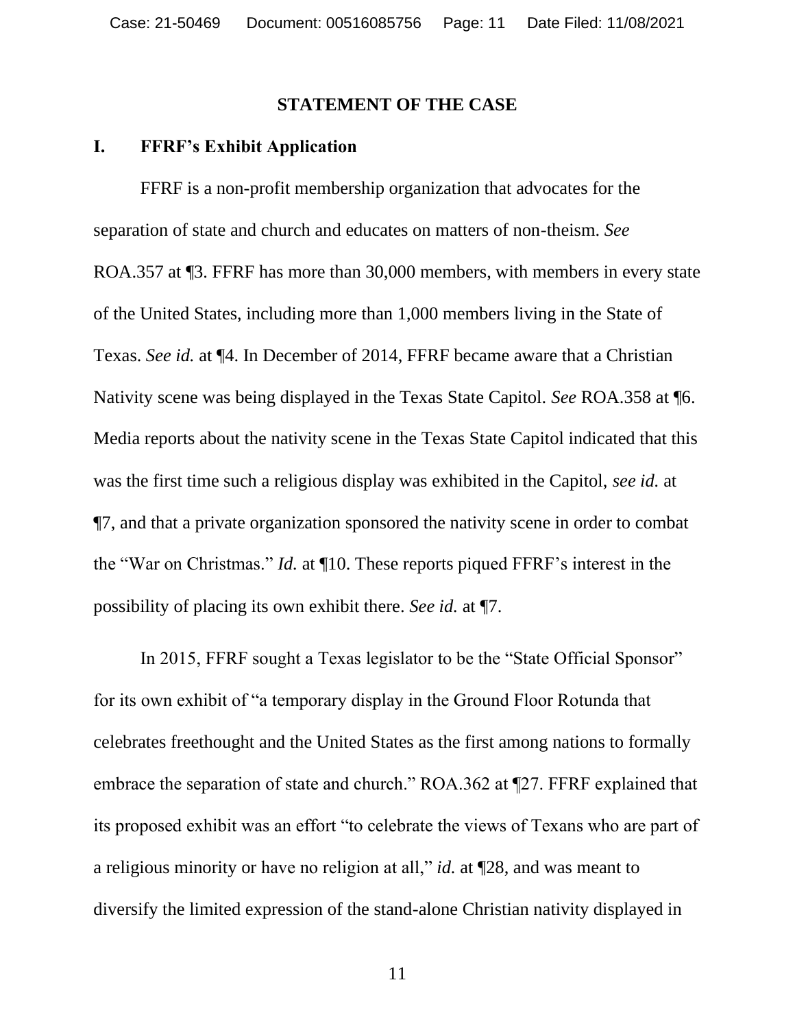## STATEMENT OF THE CASE

### I. FFRF's Exhibit Application

FFRF is a non-profit membership organization that advocates for the separation of state and church and educates on matters of non-theism. *See* ROA.357 at ¶3. FFRF has more than 30,000 members, with members in every state of the United States, including more than 1,000 members living in the State of Texas. *See id.* at ¶4. In December of 2014, FFRF became aware that a Christian Nativity scene was being displayed in the Texas State Capitol. *See* ROA.358 at ¶6. Media reports about the nativity scene in the Texas State Capitol indicated that this was the first time such a religious display was exhibited in the Capitol, *see id.* at ¶7, and that a private organization sponsored the nativity scene in order to combat the "War on Christmas." *Id.* at ¶10. These reports piqued FFRF's interest in the possibility of placing its own exhibit there. *See id.* at ¶7.

In 2015, FFRF sought a Texas legislator to be the "State Official Sponsor" for its own exhibit of "a temporary display in the Ground Floor Rotunda that celebrates freethought and the United States as the first among nations to formally embrace the separation of state and church." ROA.362 at ¶27. FFRF explained that its proposed exhibit was an effort "to celebrate the views of Texans who are part of a religious minority or have no religion at all," *id.* at ¶28, and was meant to diversify the limited expression of the stand-alone Christian nativity displayed in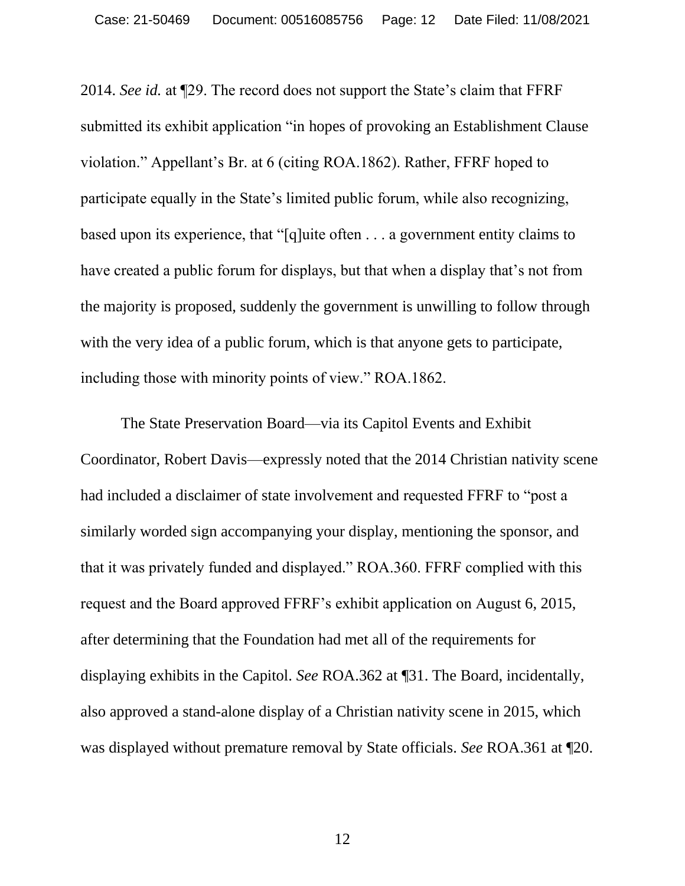2014. *See id.* at ¶29. The record does not support the State's claim that FFRF submitted its exhibit application "in hopes of provoking an Establishment Clause violation." Appellant's Br. at 6 (citing ROA.1862). Rather, FFRF hoped to participate equally in the State's limited public forum, while also recognizing, based upon its experience, that "[q]uite often . . . a government entity claims to have created a public forum for displays, but that when a display that's not from the majority is proposed, suddenly the government is unwilling to follow through with the very idea of a public forum, which is that anyone gets to participate, including those with minority points of view." ROA.1862.

The State Preservation Board—via its Capitol Events and Exhibit Coordinator, Robert Davis—expressly noted that the 2014 Christian nativity scene had included a disclaimer of state involvement and requested FFRF to "post a similarly worded sign accompanying your display, mentioning the sponsor, and that it was privately funded and displayed." ROA.360. FFRF complied with this request and the Board approved FFRF's exhibit application on August 6, 2015, after determining that the Foundation had met all of the requirements for displaying exhibits in the Capitol. *See* ROA.362 at ¶31. The Board, incidentally, also approved a stand-alone display of a Christian nativity scene in 2015, which was displayed without premature removal by State officials. *See* ROA.361 at ¶20.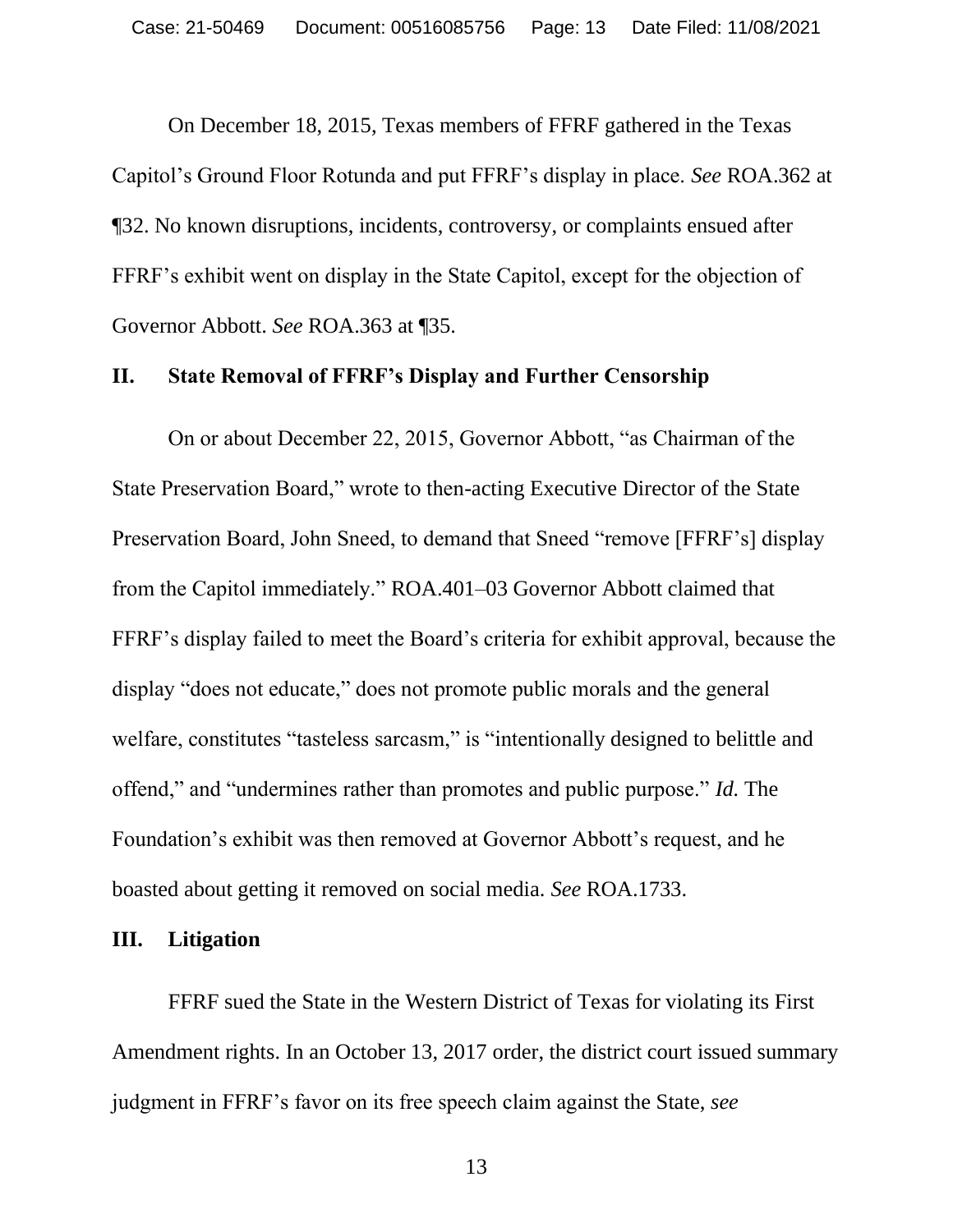On December 18, 2015, Texas members of FFRF gathered in the Texas Capitol's Ground Floor Rotunda and put FFRF's display in place. *See* ROA.362 at ¶32. No known disruptions, incidents, controversy, or complaints ensued after FFRF's exhibit went on display in the State Capitol, except for the objection of Governor Abbott. *See* ROA.363 at ¶35.

## II. State Removal of FFRF's Display and Further Censorship

On or about December 22, 2015, Governor Abbott, "as Chairman of the State Preservation Board," wrote to then-acting Executive Director of the State Preservation Board, John Sneed, to demand that Sneed "remove [FFRF's] display from the Capitol immediately." ROA.401–03 Governor Abbott claimed that FFRF's display failed to meet the Board's criteria for exhibit approval, because the display "does not educate," does not promote public morals and the general welfare, constitutes "tasteless sarcasm," is "intentionally designed to belittle and offend," and "undermines rather than promotes and public purpose." *Id.* The Foundation's exhibit was then removed at Governor Abbott's request, and he boasted about getting it removed on social media. *See* ROA.1733.

## III. Litigation

FFRF sued the State in the Western District of Texas for violating its First Amendment rights. In an October 13, 2017 order, the district court issued summary judgment in FFRF's favor on its free speech claim against the State, *see*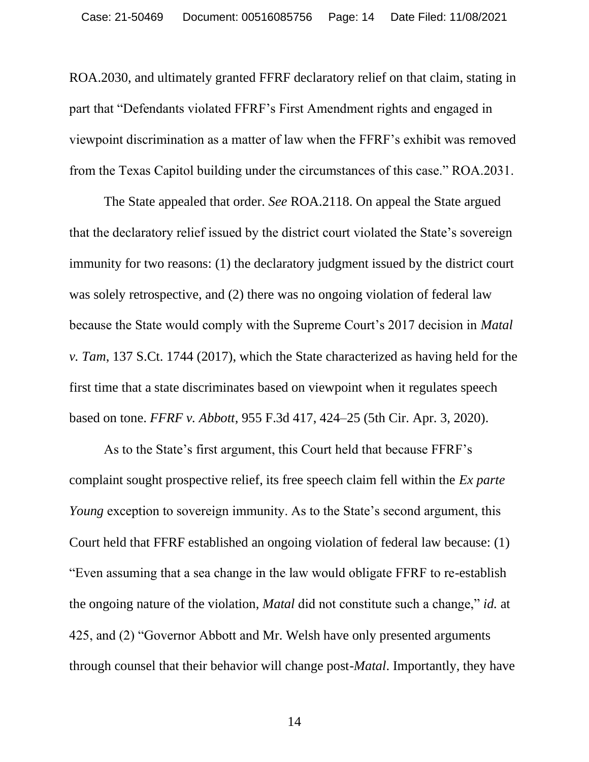ROA.2030, and ultimately granted FFRF declaratory relief on that claim, stating in part that "Defendants violated FFRF's First Amendment rights and engaged in viewpoint discrimination as a matter of law when the FFRF's exhibit was removed from the Texas Capitol building under the circumstances of this case." ROA.2031.

The State appealed that order. *See* ROA.2118. On appeal the State argued that the declaratory relief issued by the district court violated the State's sovereign immunity for two reasons: (1) the declaratory judgment issued by the district court was solely retrospective, and (2) there was no ongoing violation of federal law because the State would comply with the Supreme Court's 2017 decision in *Matal v. Tam*, 137 S.Ct. 1744 (2017), which the State characterized as having held for the first time that a state discriminates based on viewpoint when it regulates speech based on tone. *FFRF v. Abbott*, 955 F.3d 417, 424–25 (5th Cir. Apr. 3, 2020).

As to the State's first argument, this Court held that because FFRF's complaint sought prospective relief, its free speech claim fell within the *Ex parte Young* exception to sovereign immunity. As to the State's second argument, this Court held that FFRF established an ongoing violation of federal law because: (1) "Even assuming that a sea change in the law would obligate FFRF to re-establish the ongoing nature of the violation, *Matal* did not constitute such a change," *id.* at 425, and (2) "Governor Abbott and Mr. Welsh have only presented arguments through counsel that their behavior will change post-*Matal*. Importantly, they have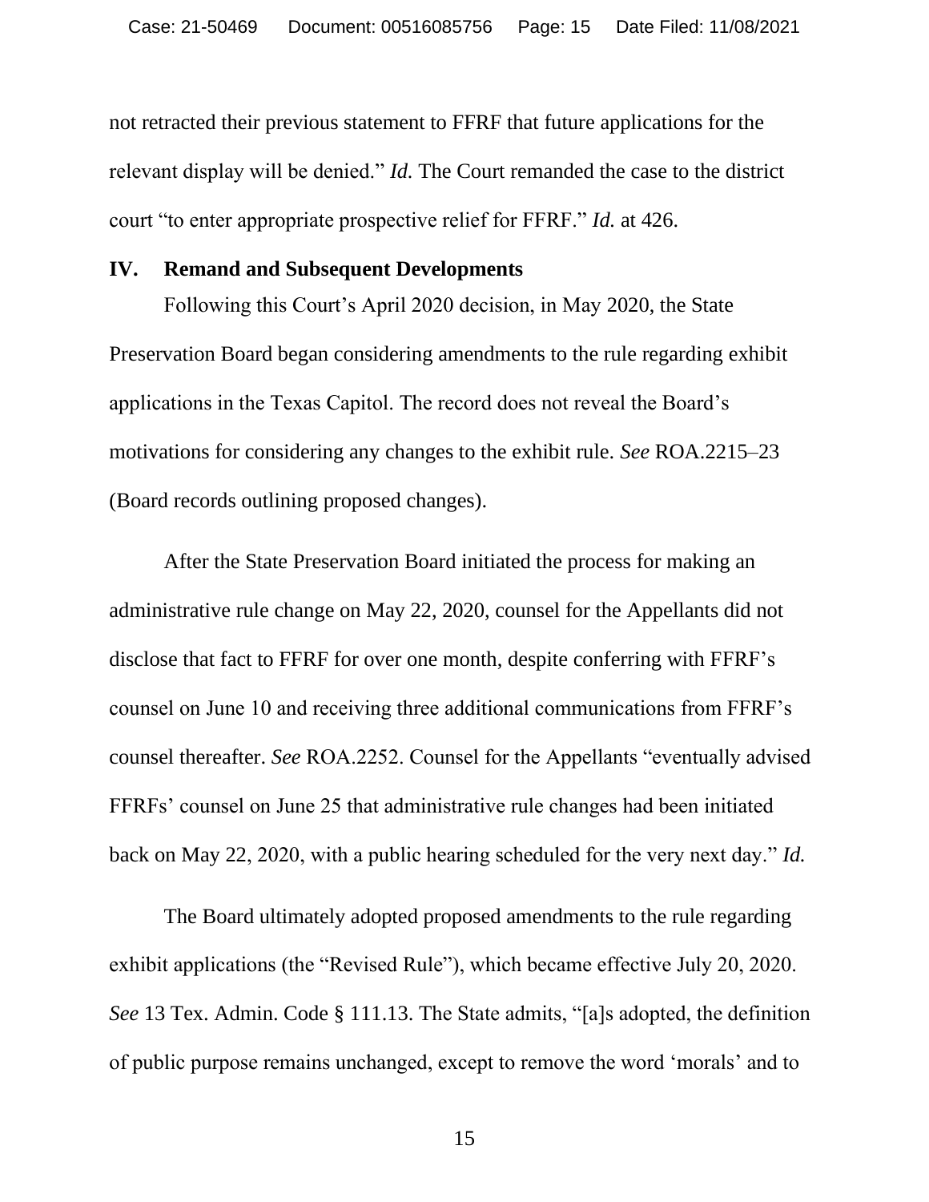not retracted their previous statement to FFRF that future applications for the relevant display will be denied." *Id.* The Court remanded the case to the district court "to enter appropriate prospective relief for FFRF." *Id.* at 426.

## IV. Remand and Subsequent Developments

Following this Court's April 2020 decision, in May 2020, the State Preservation Board began considering amendments to the rule regarding exhibit applications in the Texas Capitol. The record does not reveal the Board's motivations for considering any changes to the exhibit rule. *See* ROA.2215–23 (Board records outlining proposed changes).

After the State Preservation Board initiated the process for making an administrative rule change on May 22, 2020, counsel for the Appellants did not disclose that fact to FFRF for over one month, despite conferring with FFRF's counsel on June 10 and receiving three additional communications from FFRF's counsel thereafter. *See* ROA.2252. Counsel for the Appellants "eventually advised FFRFs' counsel on June 25 that administrative rule changes had been initiated back on May 22, 2020, with a public hearing scheduled for the very next day." *Id.*

The Board ultimately adopted proposed amendments to the rule regarding exhibit applications (the "Revised Rule"), which became effective July 20, 2020. *See* 13 Tex. Admin. Code § 111.13. The State admits, "[a]s adopted, the definition of public purpose remains unchanged, except to remove the word 'morals' and to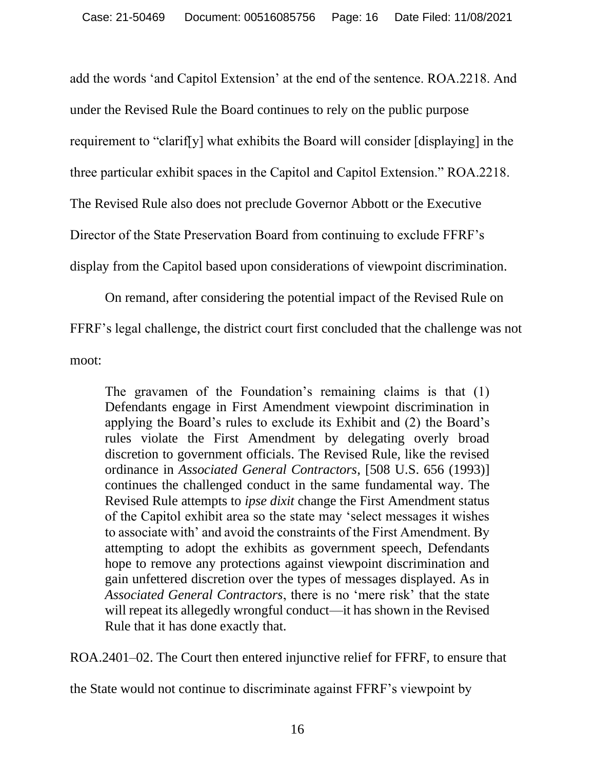add the words 'and Capitol Extension' at the end of the sentence. ROA.2218. And under the Revised Rule the Board continues to rely on the public purpose requirement to "clarif[y] what exhibits the Board will consider [displaying] in the three particular exhibit spaces in the Capitol and Capitol Extension." ROA.2218. The Revised Rule also does not preclude Governor Abbott or the Executive Director of the State Preservation Board from continuing to exclude FFRF's display from the Capitol based upon considerations of viewpoint discrimination.

On remand, after considering the potential impact of the Revised Rule on FFRF's legal challenge, the district court first concluded that the challenge was not moot:

> The gravamen of the Foundation's remaining claims is that (1) Defendants engage in First Amendment viewpoint discrimination in applying the Board's rules to exclude its Exhibit and (2) the Board's rules violate the First Amendment by delegating overly broad discretion to government officials. The Revised Rule, like the revised ordinance in *Associated General Contractors*, [508 U.S. 656 (1993)] continues the challenged conduct in the same fundamental way. The Revised Rule attempts to *ipse dixit* change the First Amendment status of the Capitol exhibit area so the state may 'select messages it wishes to associate with' and avoid the constraints of the First Amendment. By attempting to adopt the exhibits as government speech, Defendants hope to remove any protections against viewpoint discrimination and gain unfettered discretion over the types of messages displayed. As in *Associated General Contractors*, there is no 'mere risk' that the state will repeat its allegedly wrongful conduct—it has shown in the Revised Rule that it has done exactly that.

ROA.2401–02. The Court then entered injunctive relief for FFRF, to ensure that the State would not continue to discriminate against FFRF's viewpoint by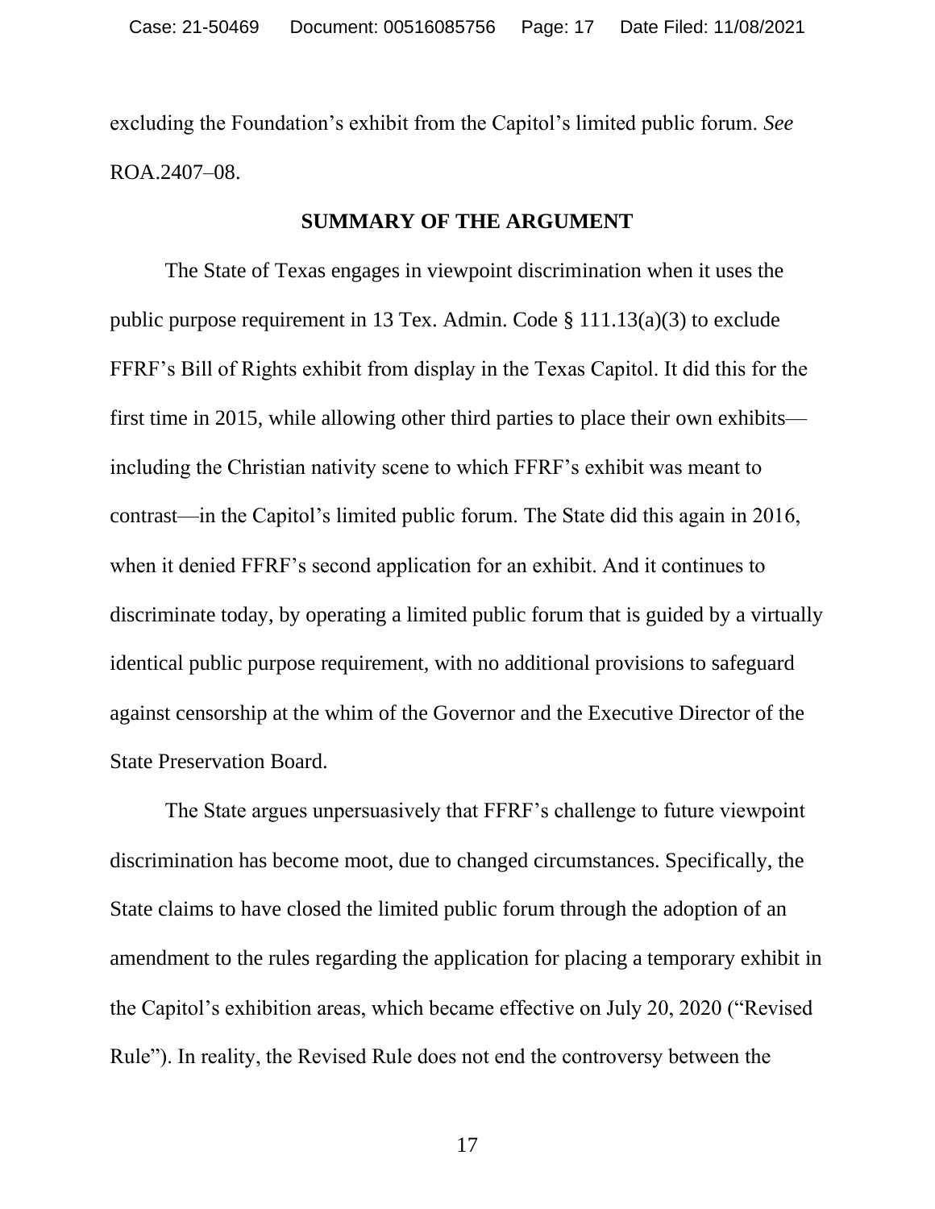excluding the Foundation's exhibit from the Capitol's limited public forum. *See* ROA.2407–08.

## SUMMARY OF THE ARGUMENT

The State of Texas engages in viewpoint discrimination when it uses the public purpose requirement in 13 Tex. Admin. Code § 111.13(a)(3) to exclude FFRF's Bill of Rights exhibit from display in the Texas Capitol. It did this for the first time in 2015, while allowing other third parties to place their own exhibits—including the Christian nativity scene to which FFRF's exhibit was meant to contrast—in the Capitol's limited public forum. The State did this again in 2016, when it denied FFRF's second application for an exhibit. And it continues to discriminate today, by operating a limited public forum that is guided by a virtually identical public purpose requirement, with no additional provisions to safeguard against censorship at the whim of the Governor and the Executive Director of the State Preservation Board.

The State argues unpersuasively that FFRF's challenge to future viewpoint discrimination has become moot, due to changed circumstances. Specifically, the State claims to have closed the limited public forum through the adoption of an amendment to the rules regarding the application for placing a temporary exhibit in the Capitol's exhibition areas, which became effective on July 20, 2020 ("Revised Rule"). In reality, the Revised Rule does not end the controversy between the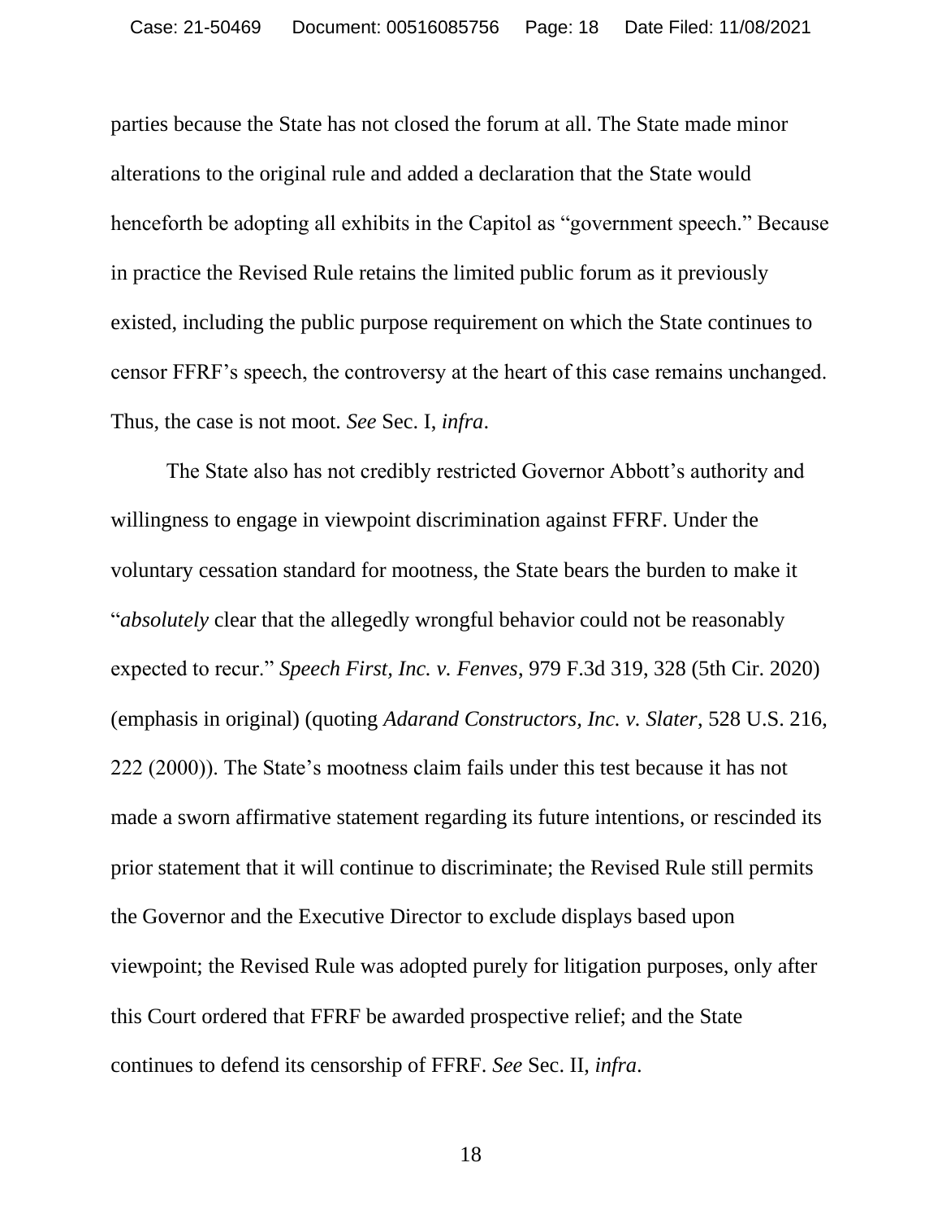parties because the State has not closed the forum at all. The State made minor alterations to the original rule and added a declaration that the State would henceforth be adopting all exhibits in the Capitol as "government speech." Because in practice the Revised Rule retains the limited public forum as it previously existed, including the public purpose requirement on which the State continues to censor FFRF's speech, the controversy at the heart of this case remains unchanged. Thus, the case is not moot. *See* Sec. I, *infra*.

The State also has not credibly restricted Governor Abbott's authority and willingness to engage in viewpoint discrimination against FFRF. Under the voluntary cessation standard for mootness, the State bears the burden to make it "*absolutely* clear that the allegedly wrongful behavior could not be reasonably expected to recur." *Speech First, Inc. v. Fenves*, 979 F.3d 319, 328 (5th Cir. 2020) (emphasis in original) (quoting *Adarand Constructors, Inc. v. Slater*, 528 U.S. 216, 222 (2000)). The State's mootness claim fails under this test because it has not made a sworn affirmative statement regarding its future intentions, or rescinded its prior statement that it will continue to discriminate; the Revised Rule still permits the Governor and the Executive Director to exclude displays based upon viewpoint; the Revised Rule was adopted purely for litigation purposes, only after this Court ordered that FFRF be awarded prospective relief; and the State continues to defend its censorship of FFRF. *See* Sec. II, *infra*.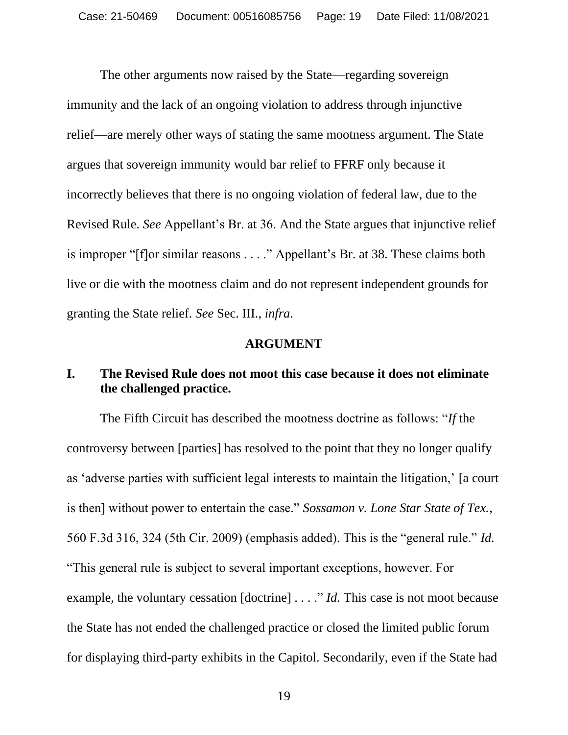The other arguments now raised by the State—regarding sovereign immunity and the lack of an ongoing violation to address through injunctive relief—are merely other ways of stating the same mootness argument. The State argues that sovereign immunity would bar relief to FFRF only because it incorrectly believes that there is no ongoing violation of federal law, due to the Revised Rule. *See* Appellant's Br. at 36. And the State argues that injunctive relief is improper "[f]or similar reasons . . . ." Appellant's Br. at 38. These claims both live or die with the mootness claim and do not represent independent grounds for granting the State relief. *See* Sec. III., *infra*.

## ARGUMENT

### I. The Revised Rule does not moot this case because it does not eliminate the challenged practice.

The Fifth Circuit has described the mootness doctrine as follows: "*If* the controversy between [parties] has resolved to the point that they no longer qualify as 'adverse parties with sufficient legal interests to maintain the litigation,' [a court is then] without power to entertain the case." *Sossamon v. Lone Star State of Tex.*, 560 F.3d 316, 324 (5th Cir. 2009) (emphasis added). This is the "general rule." *Id.* "This general rule is subject to several important exceptions, however. For example, the voluntary cessation [doctrine] . . . ." *Id.* This case is not moot because the State has not ended the challenged practice or closed the limited public forum for displaying third-party exhibits in the Capitol. Secondarily, even if the State had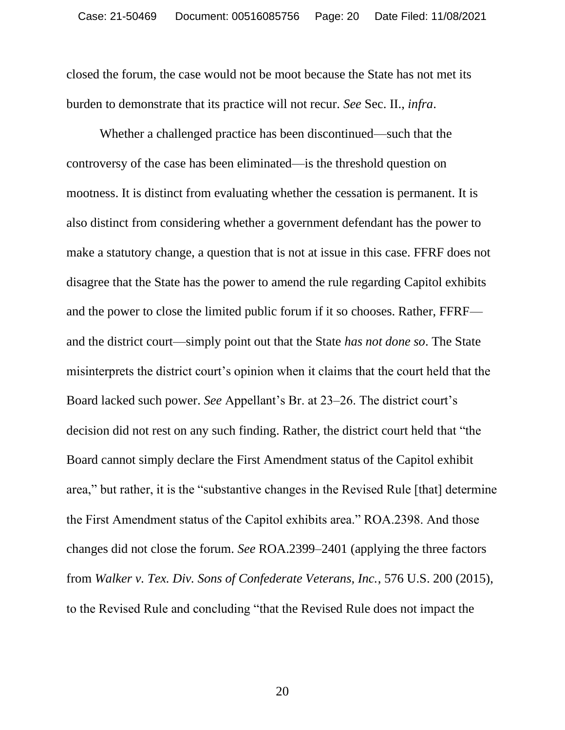closed the forum, the case would not be moot because the State has not met its burden to demonstrate that its practice will not recur. *See* Sec. II., *infra*.

Whether a challenged practice has been discontinued—such that the controversy of the case has been eliminated—is the threshold question on mootness. It is distinct from evaluating whether the cessation is permanent. It is also distinct from considering whether a government defendant has the power to make a statutory change, a question that is not at issue in this case. FFRF does not disagree that the State has the power to amend the rule regarding Capitol exhibits and the power to close the limited public forum if it so chooses. Rather, FFRF—and the district court—simply point out that the State *has not done so*. The State misinterprets the district court's opinion when it claims that the court held that the Board lacked such power. *See* Appellant's Br. at 23–26. The district court's decision did not rest on any such finding. Rather, the district court held that "the Board cannot simply declare the First Amendment status of the Capitol exhibit area," but rather, it is the "substantive changes in the Revised Rule [that] determine the First Amendment status of the Capitol exhibits area." ROA.2398. And those changes did not close the forum. *See* ROA.2399–2401 (applying the three factors from *Walker v. Tex. Div. Sons of Confederate Veterans, Inc.*, 576 U.S. 200 (2015), to the Revised Rule and concluding "that the Revised Rule does not impact the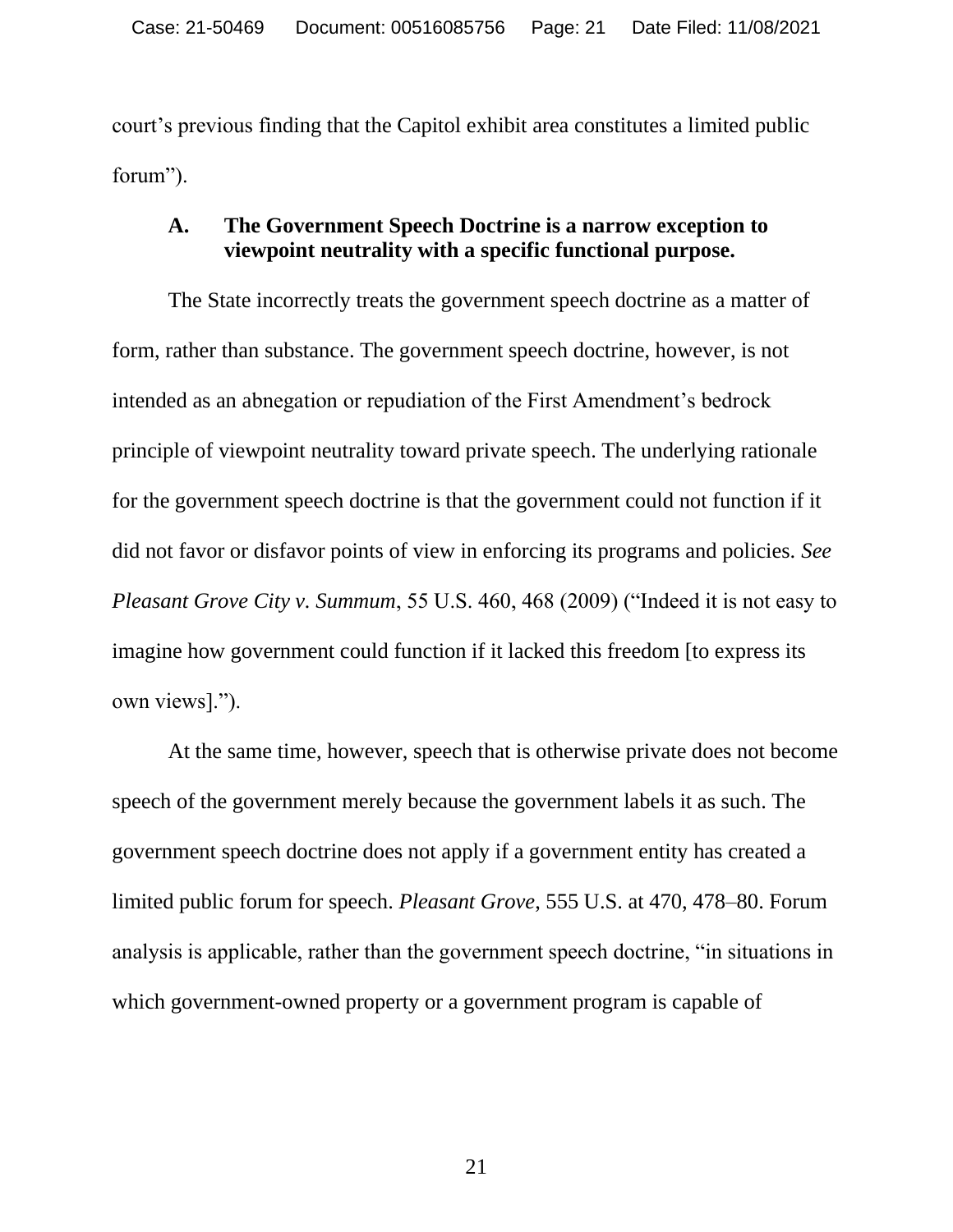court's previous finding that the Capitol exhibit area constitutes a limited public forum").

### A. The Government Speech Doctrine is a narrow exception to viewpoint neutrality with a specific functional purpose.

The State incorrectly treats the government speech doctrine as a matter of form, rather than substance. The government speech doctrine, however, is not intended as an abnegation or repudiation of the First Amendment's bedrock principle of viewpoint neutrality toward private speech. The underlying rationale for the government speech doctrine is that the government could not function if it did not favor or disfavor points of view in enforcing its programs and policies. *See Pleasant Grove City v. Summum*, 55 U.S. 460, 468 (2009) ("Indeed it is not easy to imagine how government could function if it lacked this freedom [to express its own views].").

At the same time, however, speech that is otherwise private does not become speech of the government merely because the government labels it as such. The government speech doctrine does not apply if a government entity has created a limited public forum for speech. *Pleasant Grove*, 555 U.S. at 470, 478–80. Forum analysis is applicable, rather than the government speech doctrine, "in situations in which government-owned property or a government program is capable of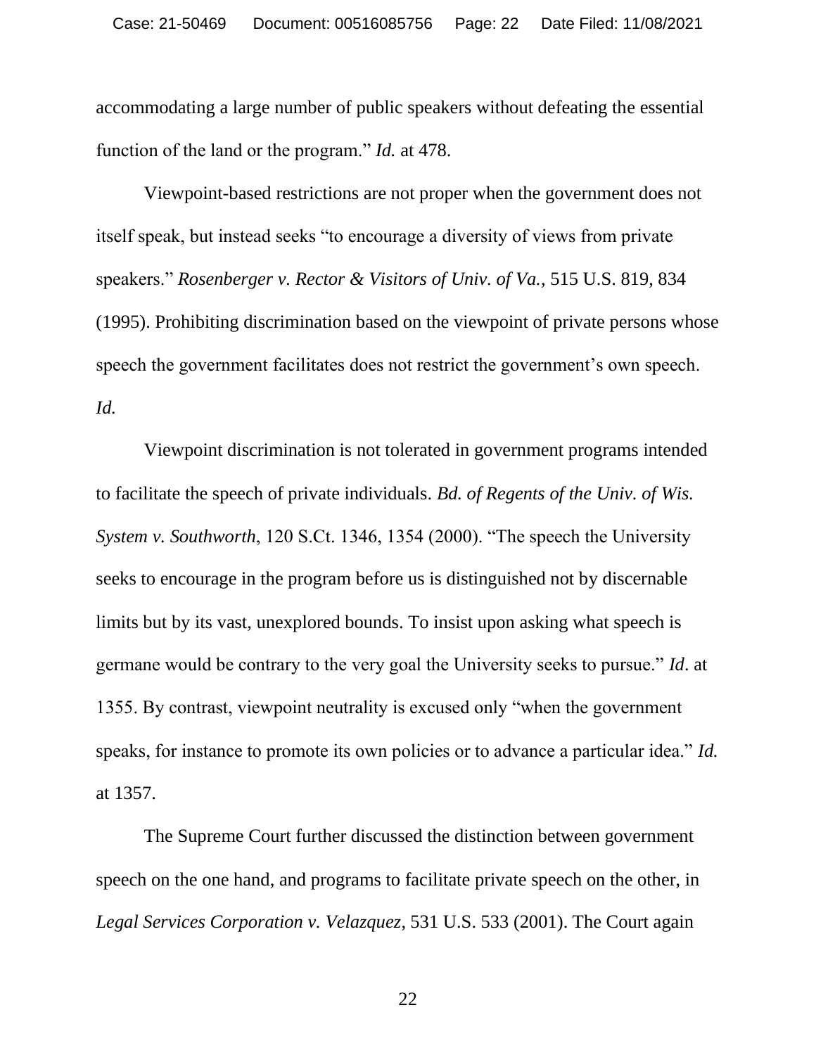accommodating a large number of public speakers without defeating the essential function of the land or the program." *Id.* at 478.

Viewpoint-based restrictions are not proper when the government does not itself speak, but instead seeks "to encourage a diversity of views from private speakers." *Rosenberger v. Rector & Visitors of Univ. of Va.*, 515 U.S. 819, 834 (1995). Prohibiting discrimination based on the viewpoint of private persons whose speech the government facilitates does not restrict the government's own speech. *Id.*

Viewpoint discrimination is not tolerated in government programs intended to facilitate the speech of private individuals. *Bd. of Regents of the Univ. of Wis. System v. Southworth*, 120 S.Ct. 1346, 1354 (2000). "The speech the University seeks to encourage in the program before us is distinguished not by discernable limits but by its vast, unexplored bounds. To insist upon asking what speech is germane would be contrary to the very goal the University seeks to pursue." *Id*. at 1355. By contrast, viewpoint neutrality is excused only "when the government speaks, for instance to promote its own policies or to advance a particular idea." *Id.* at 1357.

The Supreme Court further discussed the distinction between government speech on the one hand, and programs to facilitate private speech on the other, in *Legal Services Corporation v. Velazquez*, 531 U.S. 533 (2001). The Court again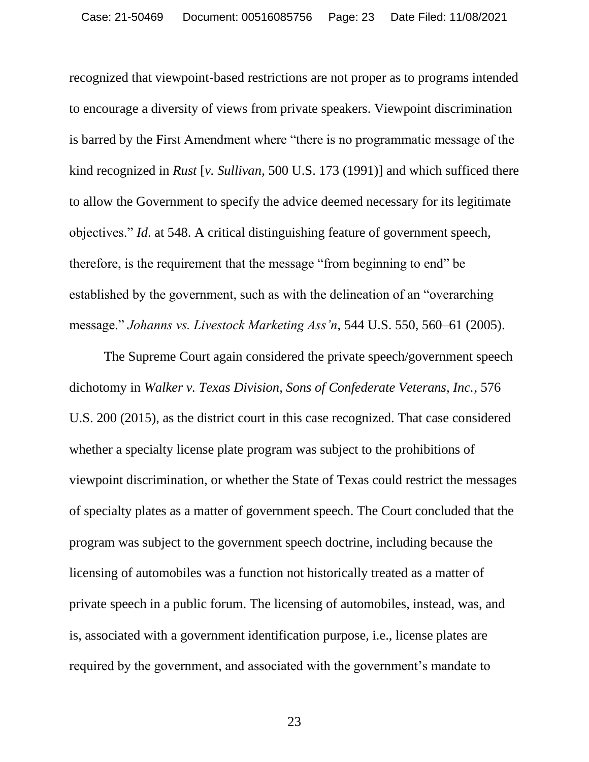recognized that viewpoint-based restrictions are not proper as to programs intended to encourage a diversity of views from private speakers. Viewpoint discrimination is barred by the First Amendment where "there is no programmatic message of the kind recognized in *Rust* [*v. Sullivan*, 500 U.S. 173 (1991)] and which sufficed there to allow the Government to specify the advice deemed necessary for its legitimate objectives." *Id*. at 548. A critical distinguishing feature of government speech, therefore, is the requirement that the message "from beginning to end" be established by the government, such as with the delineation of an "overarching message." *Johanns vs. Livestock Marketing Ass'n*, 544 U.S. 550, 560–61 (2005).

The Supreme Court again considered the private speech/government speech dichotomy in *Walker v. Texas Division, Sons of Confederate Veterans, Inc.*, 576 U.S. 200 (2015), as the district court in this case recognized. That case considered whether a specialty license plate program was subject to the prohibitions of viewpoint discrimination, or whether the State of Texas could restrict the messages of specialty plates as a matter of government speech. The Court concluded that the program was subject to the government speech doctrine, including because the licensing of automobiles was a function not historically treated as a matter of private speech in a public forum. The licensing of automobiles, instead, was, and is, associated with a government identification purpose, i.e., license plates are required by the government, and associated with the government's mandate to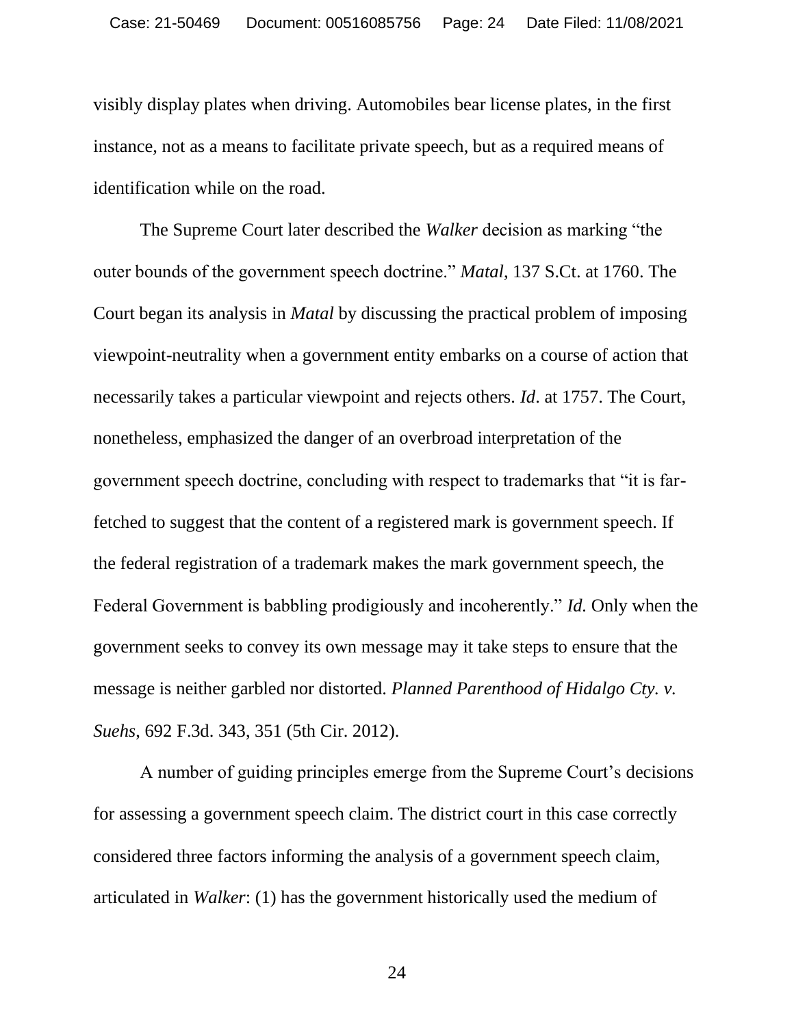visibly display plates when driving. Automobiles bear license plates, in the first instance, not as a means to facilitate private speech, but as a required means of identification while on the road.

The Supreme Court later described the *Walker* decision as marking "the outer bounds of the government speech doctrine." *Matal*, 137 S.Ct. at 1760. The Court began its analysis in *Matal* by discussing the practical problem of imposing viewpoint-neutrality when a government entity embarks on a course of action that necessarily takes a particular viewpoint and rejects others. *Id*. at 1757. The Court, nonetheless, emphasized the danger of an overbroad interpretation of the government speech doctrine, concluding with respect to trademarks that "it is far-fetched to suggest that the content of a registered mark is government speech. If the federal registration of a trademark makes the mark government speech, the Federal Government is babbling prodigiously and incoherently." *Id.* Only when the government seeks to convey its own message may it take steps to ensure that the message is neither garbled nor distorted. *Planned Parenthood of Hidalgo Cty. v. Suehs*, 692 F.3d. 343, 351 (5th Cir. 2012).

A number of guiding principles emerge from the Supreme Court's decisions for assessing a government speech claim. The district court in this case correctly considered three factors informing the analysis of a government speech claim, articulated in *Walker*: (1) has the government historically used the medium of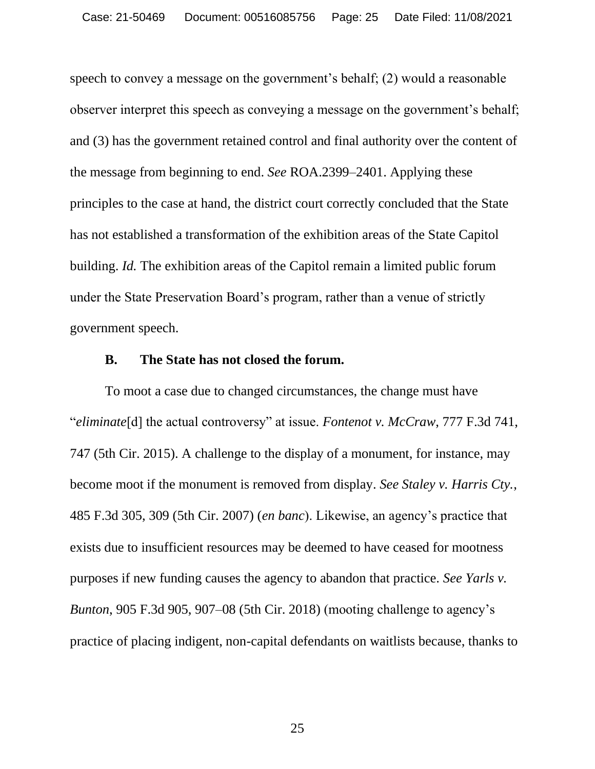speech to convey a message on the government's behalf; (2) would a reasonable observer interpret this speech as conveying a message on the government's behalf; and (3) has the government retained control and final authority over the content of the message from beginning to end. *See* ROA.2399–2401. Applying these principles to the case at hand, the district court correctly concluded that the State has not established a transformation of the exhibition areas of the State Capitol building. *Id.* The exhibition areas of the Capitol remain a limited public forum under the State Preservation Board's program, rather than a venue of strictly government speech.

### B. The State has not closed the forum.

To moot a case due to changed circumstances, the change must have "*eliminate*[d] the actual controversy" at issue. *Fontenot v. McCraw*, 777 F.3d 741, 747 (5th Cir. 2015). A challenge to the display of a monument, for instance, may become moot if the monument is removed from display. *See Staley v. Harris Cty.*, 485 F.3d 305, 309 (5th Cir. 2007) (*en banc*). Likewise, an agency's practice that exists due to insufficient resources may be deemed to have ceased for mootness purposes if new funding causes the agency to abandon that practice. *See Yarls v. Bunton*, 905 F.3d 905, 907–08 (5th Cir. 2018) (mooting challenge to agency's practice of placing indigent, non-capital defendants on waitlists because, thanks to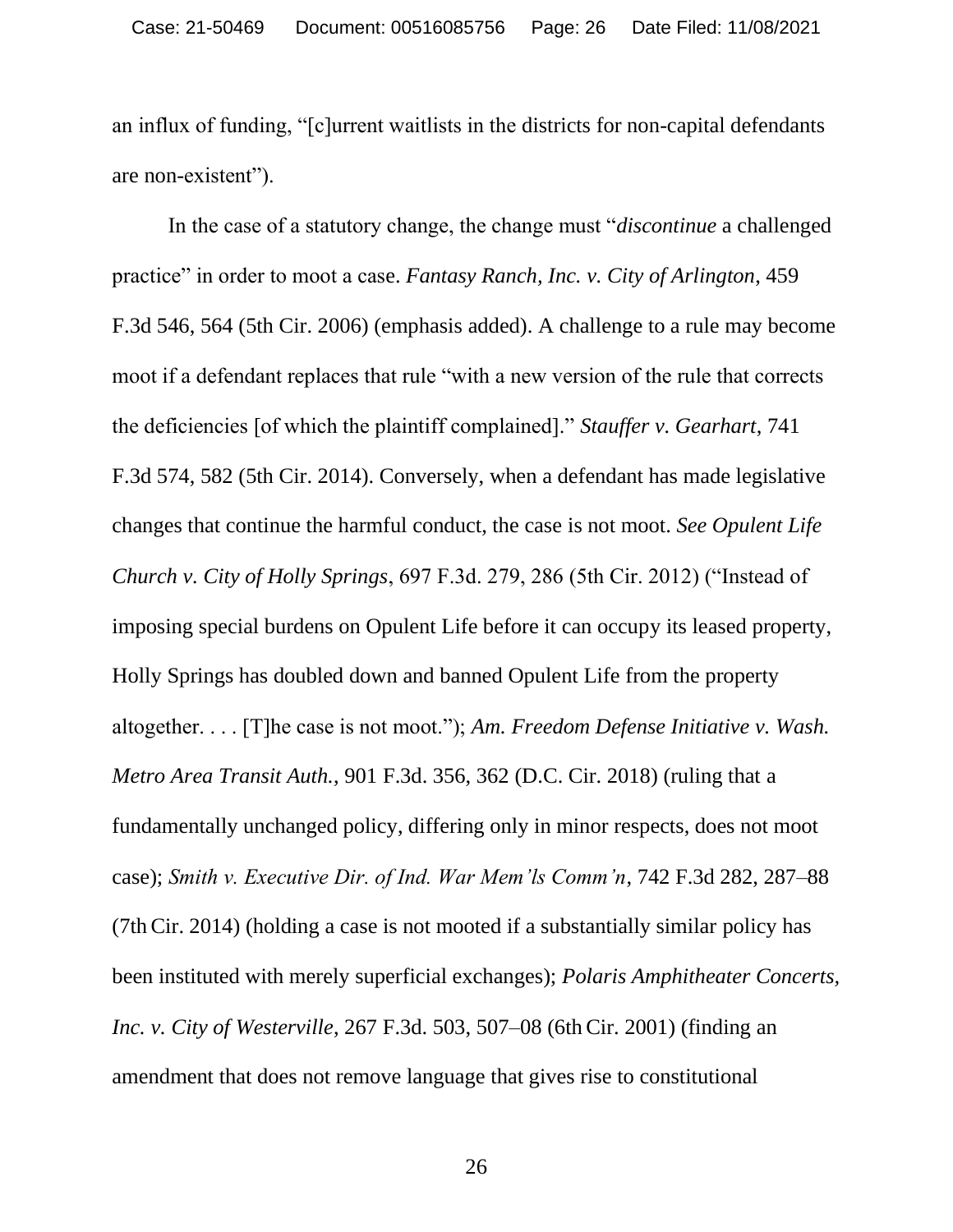an influx of funding, "[c]urrent waitlists in the districts for non-capital defendants are non-existent").

In the case of a statutory change, the change must "*discontinue* a challenged practice" in order to moot a case. *Fantasy Ranch, Inc. v. City of Arlington*, 459 F.3d 546, 564 (5th Cir. 2006) (emphasis added). A challenge to a rule may become moot if a defendant replaces that rule "with a new version of the rule that corrects the deficiencies [of which the plaintiff complained]." *Stauffer v. Gearhart*, 741 F.3d 574, 582 (5th Cir. 2014). Conversely, when a defendant has made legislative changes that continue the harmful conduct, the case is not moot. *See Opulent Life Church v. City of Holly Springs*, 697 F.3d. 279, 286 (5th Cir. 2012) ("Instead of imposing special burdens on Opulent Life before it can occupy its leased property, Holly Springs has doubled down and banned Opulent Life from the property altogether. . . . [T]he case is not moot."); *Am. Freedom Defense Initiative v. Wash. Metro Area Transit Auth.*, 901 F.3d. 356, 362 (D.C. Cir. 2018) (ruling that a fundamentally unchanged policy, differing only in minor respects, does not moot case); *Smith v. Executive Dir. of Ind. War Mem'ls Comm'n*, 742 F.3d 282, 287–88 (7th Cir. 2014) (holding a case is not mooted if a substantially similar policy has been instituted with merely superficial exchanges); *Polaris Amphitheater Concerts, Inc. v. City of Westerville*, 267 F.3d. 503, 507–08 (6th Cir. 2001) (finding an amendment that does not remove language that gives rise to constitutional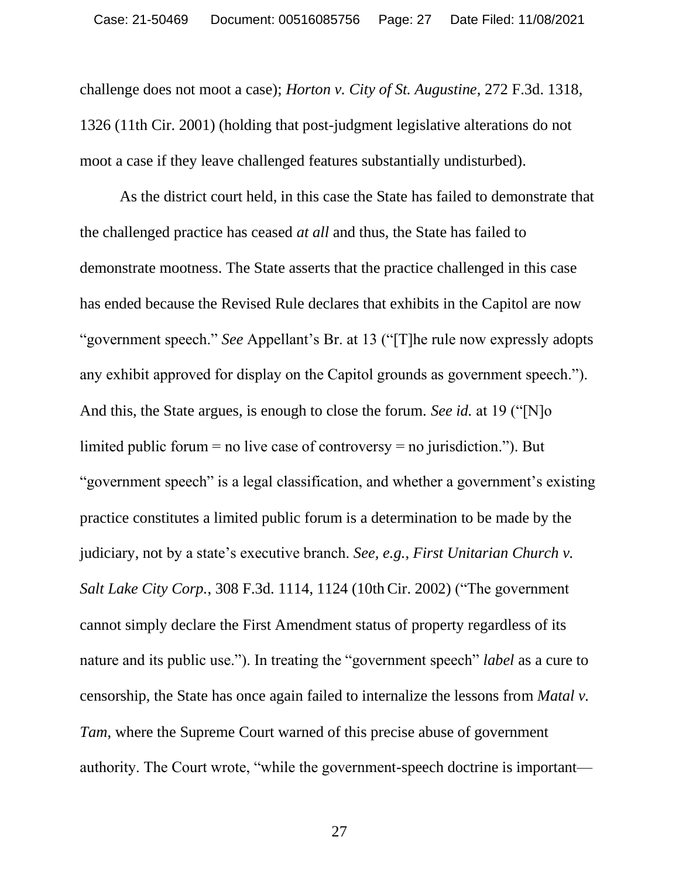challenge does not moot a case); *Horton v. City of St. Augustine*, 272 F.3d. 1318, 1326 (11th Cir. 2001) (holding that post-judgment legislative alterations do not moot a case if they leave challenged features substantially undisturbed).

As the district court held, in this case the State has failed to demonstrate that the challenged practice has ceased *at all* and thus, the State has failed to demonstrate mootness. The State asserts that the practice challenged in this case has ended because the Revised Rule declares that exhibits in the Capitol are now "government speech." *See* Appellant's Br. at 13 ("[T]he rule now expressly adopts any exhibit approved for display on the Capitol grounds as government speech."). And this, the State argues, is enough to close the forum. *See id.* at 19 ("[N]o limited public forum = no live case of controversy = no jurisdiction."). But "government speech" is a legal classification, and whether a government's existing practice constitutes a limited public forum is a determination to be made by the judiciary, not by a state's executive branch. *See, e.g.*, *First Unitarian Church v. Salt Lake City Corp.*, 308 F.3d. 1114, 1124 (10th Cir. 2002) ("The government cannot simply declare the First Amendment status of property regardless of its nature and its public use."). In treating the "government speech" *label* as a cure to censorship, the State has once again failed to internalize the lessons from *Matal v. Tam*, where the Supreme Court warned of this precise abuse of government authority. The Court wrote, "while the government-speech doctrine is important—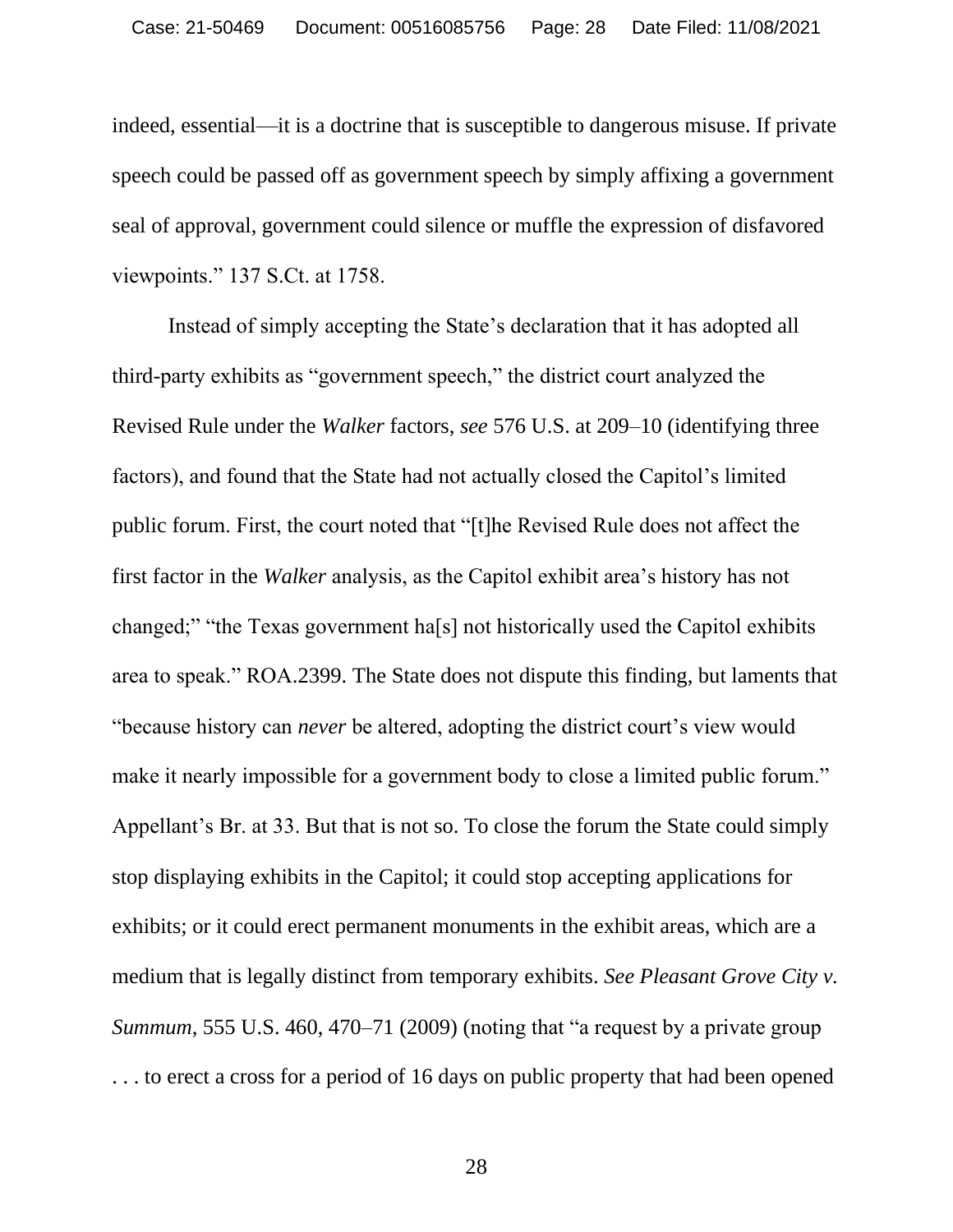indeed, essential—it is a doctrine that is susceptible to dangerous misuse. If private speech could be passed off as government speech by simply affixing a government seal of approval, government could silence or muffle the expression of disfavored viewpoints." 137 S.Ct. at 1758.

Instead of simply accepting the State's declaration that it has adopted all third-party exhibits as "government speech," the district court analyzed the Revised Rule under the *Walker* factors, *see* 576 U.S. at 209–10 (identifying three factors), and found that the State had not actually closed the Capitol's limited public forum. First, the court noted that "[t]he Revised Rule does not affect the first factor in the *Walker* analysis, as the Capitol exhibit area's history has not changed;" "the Texas government ha[s] not historically used the Capitol exhibits area to speak." ROA.2399. The State does not dispute this finding, but laments that "because history can *never* be altered, adopting the district court's view would make it nearly impossible for a government body to close a limited public forum." Appellant's Br. at 33. But that is not so. To close the forum the State could simply stop displaying exhibits in the Capitol; it could stop accepting applications for exhibits; or it could erect permanent monuments in the exhibit areas, which are a medium that is legally distinct from temporary exhibits. *See Pleasant Grove City v. Summum*, 555 U.S. 460, 470–71 (2009) (noting that "a request by a private group . . . to erect a cross for a period of 16 days on public property that had been opened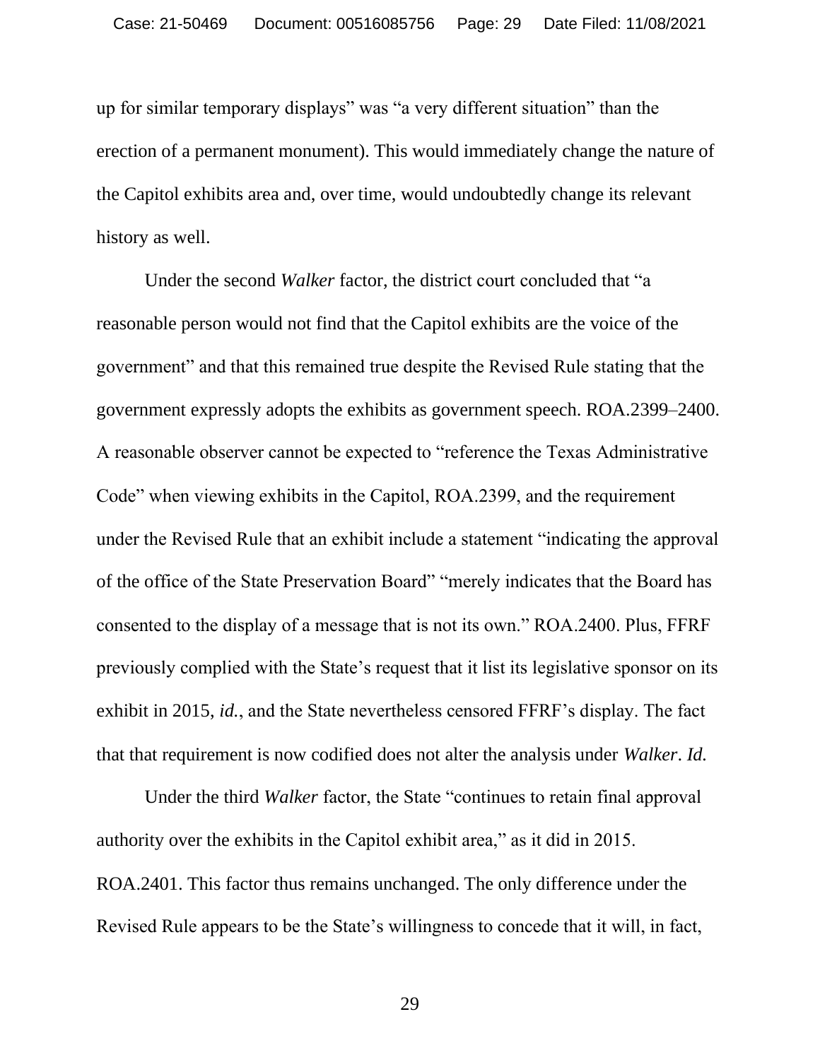up for similar temporary displays" was "a very different situation" than the erection of a permanent monument). This would immediately change the nature of the Capitol exhibits area and, over time, would undoubtedly change its relevant history as well.

Under the second *Walker* factor, the district court concluded that "a reasonable person would not find that the Capitol exhibits are the voice of the government" and that this remained true despite the Revised Rule stating that the government expressly adopts the exhibits as government speech. ROA.2399–2400. A reasonable observer cannot be expected to "reference the Texas Administrative Code" when viewing exhibits in the Capitol, ROA.2399, and the requirement under the Revised Rule that an exhibit include a statement "indicating the approval of the office of the State Preservation Board" "merely indicates that the Board has consented to the display of a message that is not its own." ROA.2400. Plus, FFRF previously complied with the State's request that it list its legislative sponsor on its exhibit in 2015, *id.*, and the State nevertheless censored FFRF's display. The fact that that requirement is now codified does not alter the analysis under *Walker*. *Id.*

Under the third *Walker* factor, the State "continues to retain final approval authority over the exhibits in the Capitol exhibit area," as it did in 2015. ROA.2401. This factor thus remains unchanged. The only difference under the Revised Rule appears to be the State's willingness to concede that it will, in fact,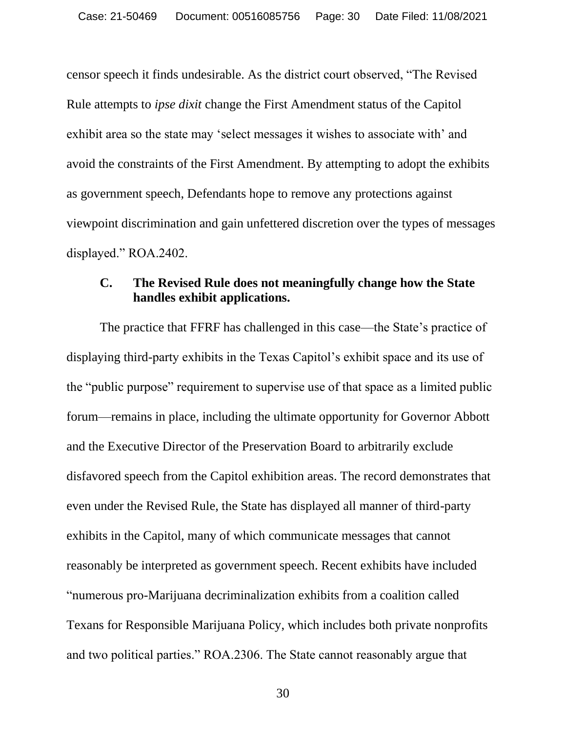censor speech it finds undesirable. As the district court observed, "The Revised Rule attempts to *ipse dixit* change the First Amendment status of the Capitol exhibit area so the state may 'select messages it wishes to associate with' and avoid the constraints of the First Amendment. By attempting to adopt the exhibits as government speech, Defendants hope to remove any protections against viewpoint discrimination and gain unfettered discretion over the types of messages displayed." ROA.2402.

### C. The Revised Rule does not meaningfully change how the State handles exhibit applications.

The practice that FFRF has challenged in this case—the State's practice of displaying third-party exhibits in the Texas Capitol's exhibit space and its use of the "public purpose" requirement to supervise use of that space as a limited public forum—remains in place, including the ultimate opportunity for Governor Abbott and the Executive Director of the Preservation Board to arbitrarily exclude disfavored speech from the Capitol exhibition areas. The record demonstrates that even under the Revised Rule, the State has displayed all manner of third-party exhibits in the Capitol, many of which communicate messages that cannot reasonably be interpreted as government speech. Recent exhibits have included "numerous pro-Marijuana decriminalization exhibits from a coalition called Texans for Responsible Marijuana Policy, which includes both private nonprofits and two political parties." ROA.2306. The State cannot reasonably argue that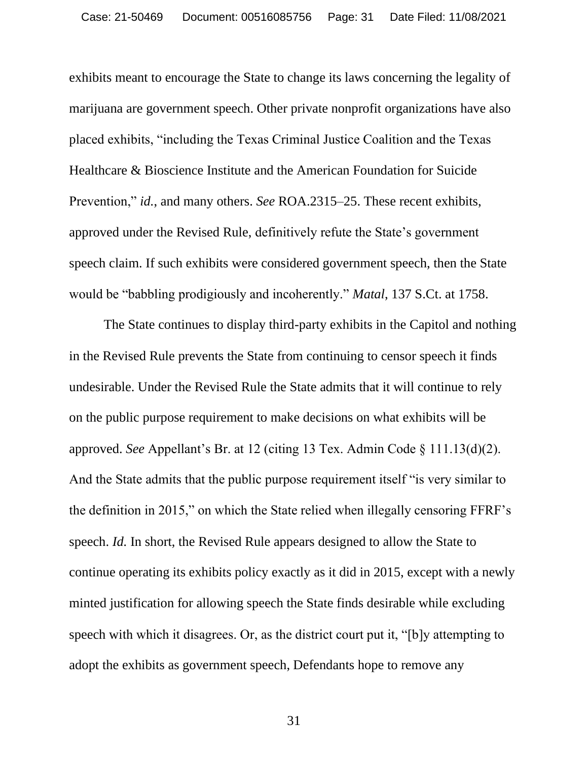exhibits meant to encourage the State to change its laws concerning the legality of marijuana are government speech. Other private nonprofit organizations have also placed exhibits, "including the Texas Criminal Justice Coalition and the Texas Healthcare & Bioscience Institute and the American Foundation for Suicide Prevention," *id.*, and many others. *See* ROA.2315–25. These recent exhibits, approved under the Revised Rule, definitively refute the State's government speech claim. If such exhibits were considered government speech, then the State would be "babbling prodigiously and incoherently." *Matal*, 137 S.Ct. at 1758.

The State continues to display third-party exhibits in the Capitol and nothing in the Revised Rule prevents the State from continuing to censor speech it finds undesirable. Under the Revised Rule the State admits that it will continue to rely on the public purpose requirement to make decisions on what exhibits will be approved. *See* Appellant's Br. at 12 (citing 13 Tex. Admin Code § 111.13(d)(2). And the State admits that the public purpose requirement itself "is very similar to the definition in 2015," on which the State relied when illegally censoring FFRF's speech. *Id.* In short, the Revised Rule appears designed to allow the State to continue operating its exhibits policy exactly as it did in 2015, except with a newly minted justification for allowing speech the State finds desirable while excluding speech with which it disagrees. Or, as the district court put it, "[b]y attempting to adopt the exhibits as government speech, Defendants hope to remove any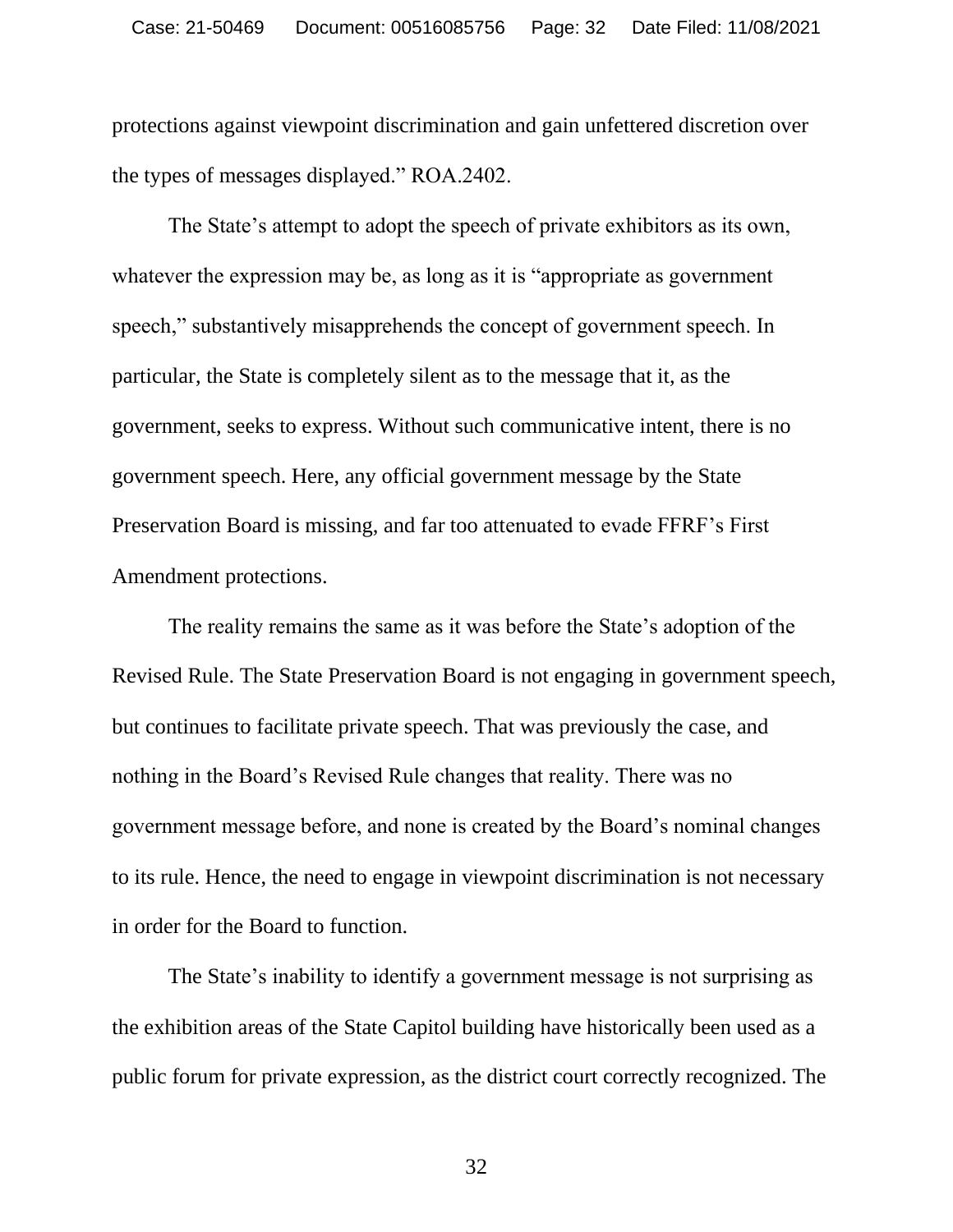protections against viewpoint discrimination and gain unfettered discretion over the types of messages displayed." ROA.2402.

The State's attempt to adopt the speech of private exhibitors as its own, whatever the expression may be, as long as it is "appropriate as government speech," substantively misapprehends the concept of government speech. In particular, the State is completely silent as to the message that it, as the government, seeks to express. Without such communicative intent, there is no government speech. Here, any official government message by the State Preservation Board is missing, and far too attenuated to evade FFRF's First Amendment protections.

The reality remains the same as it was before the State's adoption of the Revised Rule. The State Preservation Board is not engaging in government speech, but continues to facilitate private speech. That was previously the case, and nothing in the Board's Revised Rule changes that reality. There was no government message before, and none is created by the Board's nominal changes to its rule. Hence, the need to engage in viewpoint discrimination is not necessary in order for the Board to function.

The State's inability to identify a government message is not surprising as the exhibition areas of the State Capitol building have historically been used as a public forum for private expression, as the district court correctly recognized. The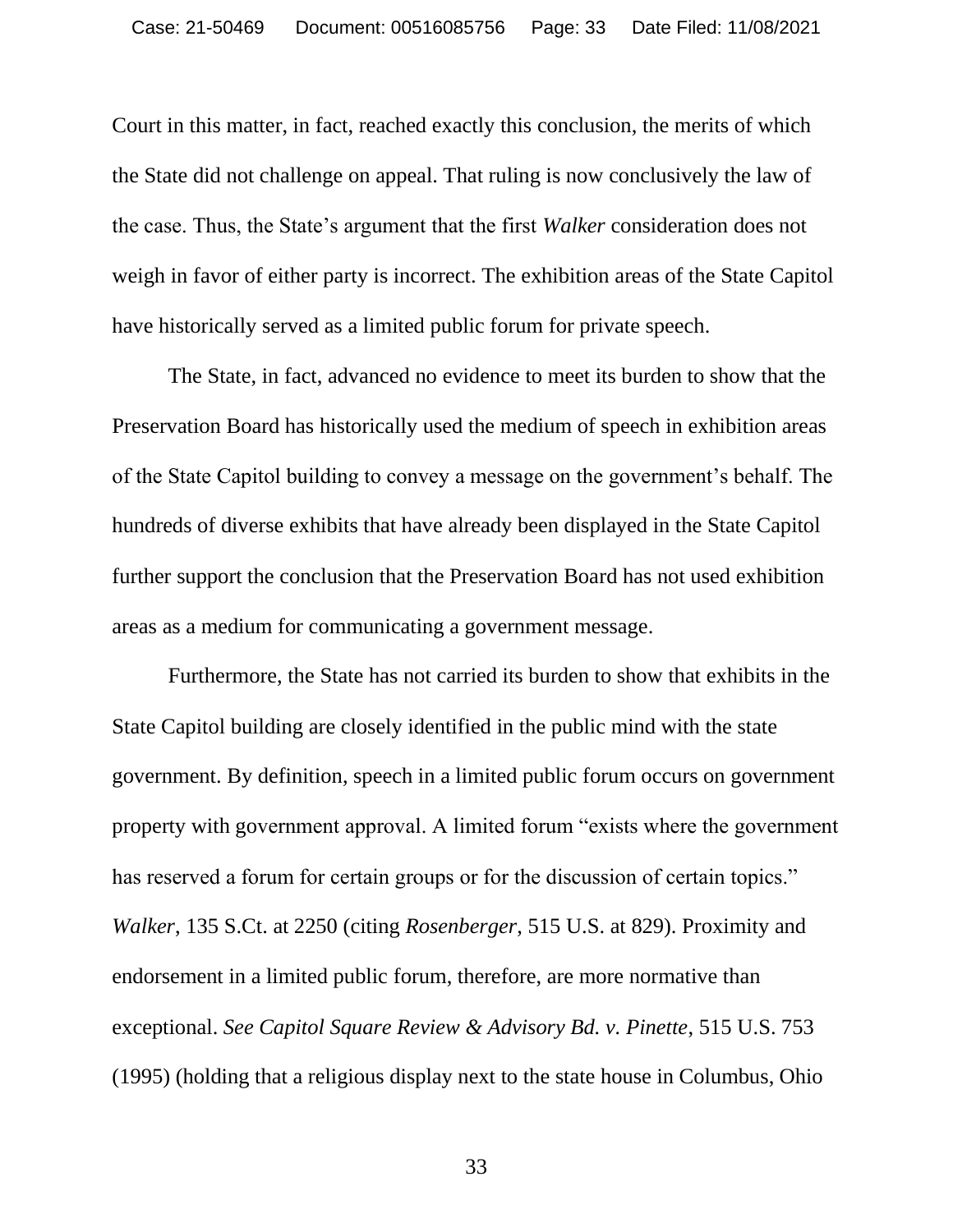Court in this matter, in fact, reached exactly this conclusion, the merits of which the State did not challenge on appeal. That ruling is now conclusively the law of the case. Thus, the State's argument that the first *Walker* consideration does not weigh in favor of either party is incorrect. The exhibition areas of the State Capitol have historically served as a limited public forum for private speech.

The State, in fact, advanced no evidence to meet its burden to show that the Preservation Board has historically used the medium of speech in exhibition areas of the State Capitol building to convey a message on the government's behalf. The hundreds of diverse exhibits that have already been displayed in the State Capitol further support the conclusion that the Preservation Board has not used exhibition areas as a medium for communicating a government message.

Furthermore, the State has not carried its burden to show that exhibits in the State Capitol building are closely identified in the public mind with the state government. By definition, speech in a limited public forum occurs on government property with government approval. A limited forum "exists where the government has reserved a forum for certain groups or for the discussion of certain topics." *Walker*, 135 S.Ct. at 2250 (citing *Rosenberger*, 515 U.S. at 829). Proximity and endorsement in a limited public forum, therefore, are more normative than exceptional. *See Capitol Square Review & Advisory Bd. v. Pinette*, 515 U.S. 753 (1995) (holding that a religious display next to the state house in Columbus, Ohio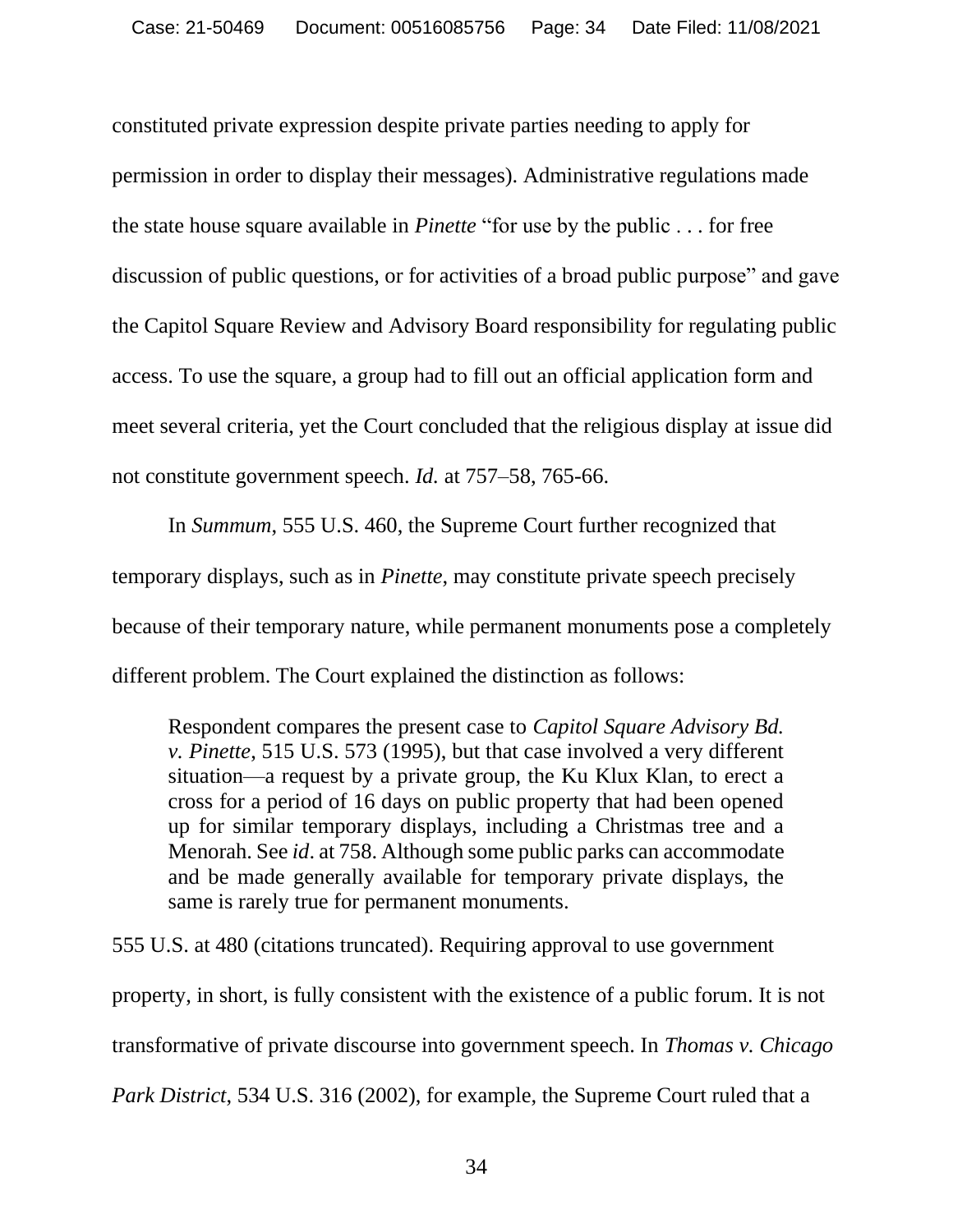constituted private expression despite private parties needing to apply for permission in order to display their messages). Administrative regulations made the state house square available in *Pinette* "for use by the public . . . for free discussion of public questions, or for activities of a broad public purpose" and gave the Capitol Square Review and Advisory Board responsibility for regulating public access. To use the square, a group had to fill out an official application form and meet several criteria, yet the Court concluded that the religious display at issue did not constitute government speech. *Id.* at 757–58, 765-66.

In *Summum*, 555 U.S. 460, the Supreme Court further recognized that temporary displays, such as in *Pinette*, may constitute private speech precisely because of their temporary nature, while permanent monuments pose a completely different problem. The Court explained the distinction as follows:

> Respondent compares the present case to *Capitol Square Advisory Bd. v. Pinette*, 515 U.S. 573 (1995), but that case involved a very different situation—a request by a private group, the Ku Klux Klan, to erect a cross for a period of 16 days on public property that had been opened up for similar temporary displays, including a Christmas tree and a Menorah. See *id*. at 758. Although some public parks can accommodate and be made generally available for temporary private displays, the same is rarely true for permanent monuments.

555 U.S. at 480 (citations truncated). Requiring approval to use government property, in short, is fully consistent with the existence of a public forum. It is not transformative of private discourse into government speech. In *Thomas v. Chicago Park District*, 534 U.S. 316 (2002), for example, the Supreme Court ruled that a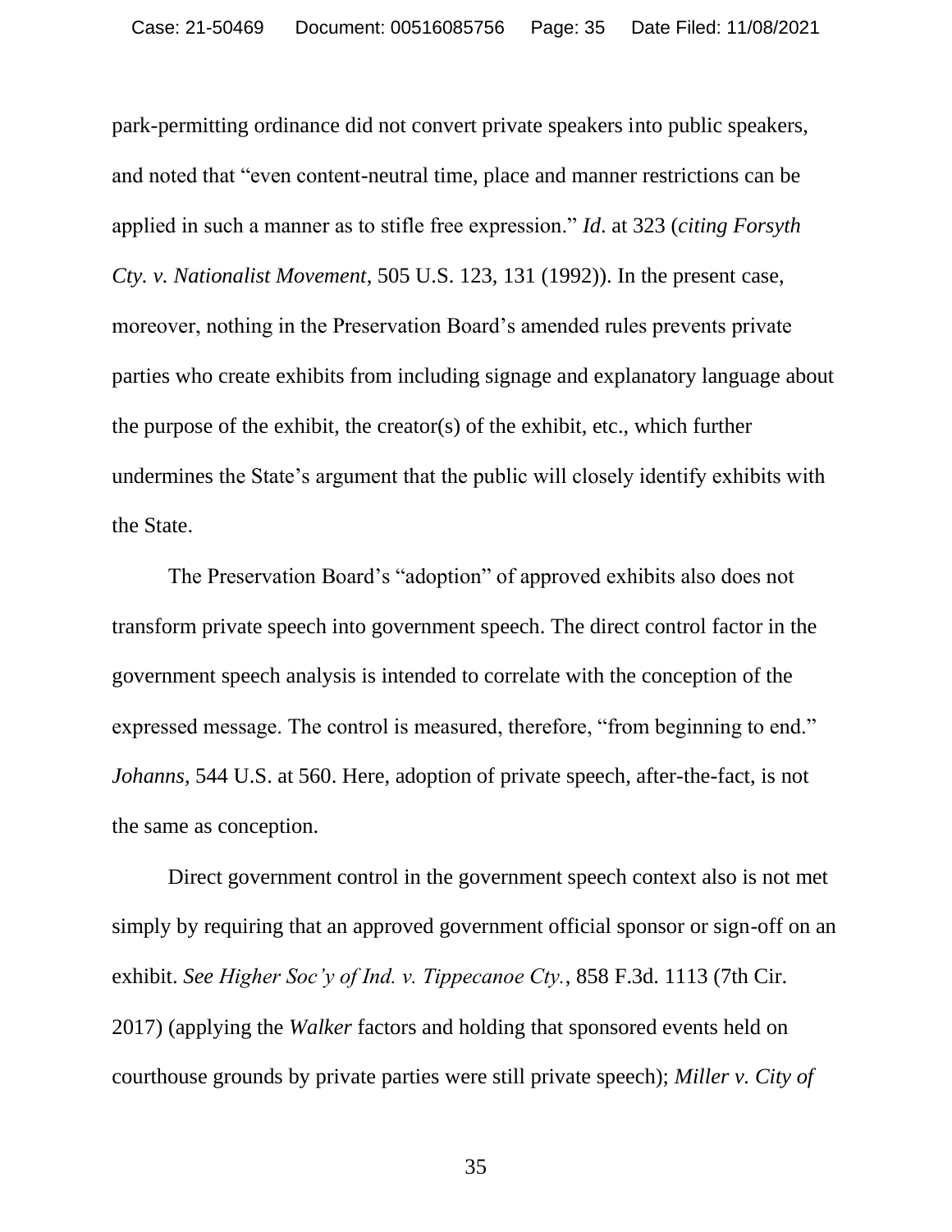park-permitting ordinance did not convert private speakers into public speakers, and noted that "even content-neutral time, place and manner restrictions can be applied in such a manner as to stifle free expression." *Id.* at 323 (*citing Forsyth Cty. v. Nationalist Movement*, 505 U.S. 123, 131 (1992)). In the present case, moreover, nothing in the Preservation Board's amended rules prevents private parties who create exhibits from including signage and explanatory language about the purpose of the exhibit, the creator(s) of the exhibit, etc., which further undermines the State's argument that the public will closely identify exhibits with the State.

The Preservation Board's "adoption" of approved exhibits also does not transform private speech into government speech. The direct control factor in the government speech analysis is intended to correlate with the conception of the expressed message. The control is measured, therefore, "from beginning to end." *Johanns*, 544 U.S. at 560. Here, adoption of private speech, after-the-fact, is not the same as conception.

Direct government control in the government speech context also is not met simply by requiring that an approved government official sponsor or sign-off on an exhibit. *See Higher Soc'y of Ind. v. Tippecanoe Cty.*, 858 F.3d. 1113 (7th Cir. 2017) (applying the *Walker* factors and holding that sponsored events held on courthouse grounds by private parties were still private speech); *Miller v. City of*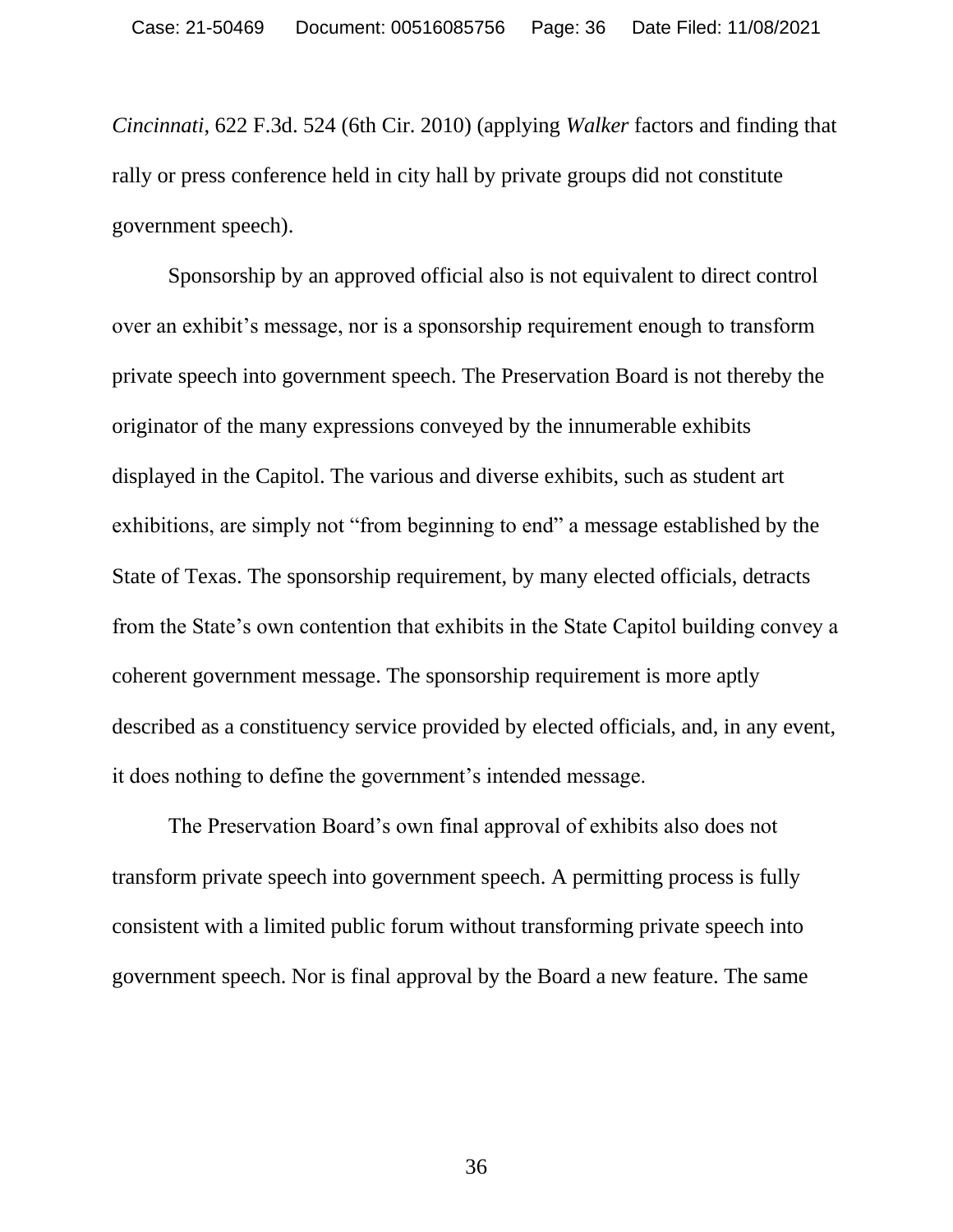*Cincinnati*, 622 F.3d. 524 (6th Cir. 2010) (applying *Walker* factors and finding that rally or press conference held in city hall by private groups did not constitute government speech).

Sponsorship by an approved official also is not equivalent to direct control over an exhibit's message, nor is a sponsorship requirement enough to transform private speech into government speech. The Preservation Board is not thereby the originator of the many expressions conveyed by the innumerable exhibits displayed in the Capitol. The various and diverse exhibits, such as student art exhibitions, are simply not "from beginning to end" a message established by the State of Texas. The sponsorship requirement, by many elected officials, detracts from the State's own contention that exhibits in the State Capitol building convey a coherent government message. The sponsorship requirement is more aptly described as a constituency service provided by elected officials, and, in any event, it does nothing to define the government's intended message.

The Preservation Board's own final approval of exhibits also does not transform private speech into government speech. A permitting process is fully consistent with a limited public forum without transforming private speech into government speech. Nor is final approval by the Board a new feature. The same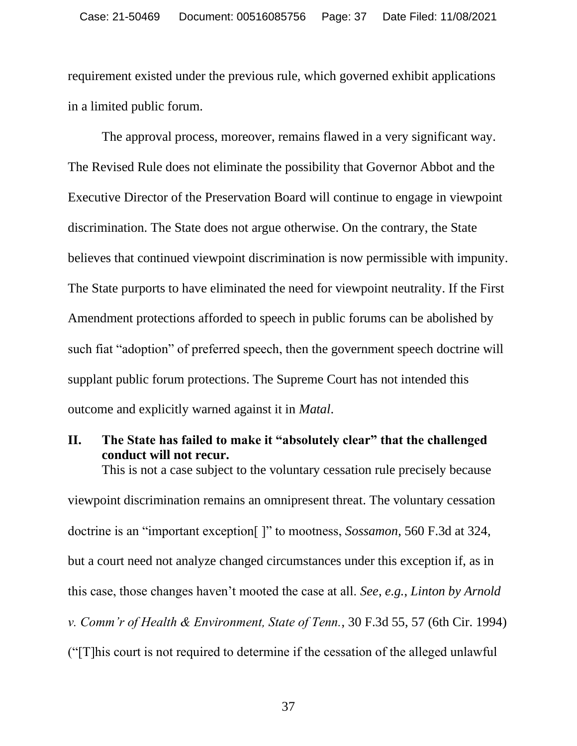requirement existed under the previous rule, which governed exhibit applications in a limited public forum.

The approval process, moreover, remains flawed in a very significant way. The Revised Rule does not eliminate the possibility that Governor Abbot and the Executive Director of the Preservation Board will continue to engage in viewpoint discrimination. The State does not argue otherwise. On the contrary, the State believes that continued viewpoint discrimination is now permissible with impunity. The State purports to have eliminated the need for viewpoint neutrality. If the First Amendment protections afforded to speech in public forums can be abolished by such fiat "adoption" of preferred speech, then the government speech doctrine will supplant public forum protections. The Supreme Court has not intended this outcome and explicitly warned against it in *Matal*.

## II. The State has failed to make it "absolutely clear" that the challenged conduct will not recur.

This is not a case subject to the voluntary cessation rule precisely because viewpoint discrimination remains an omnipresent threat. The voluntary cessation doctrine is an "important exception[ ]" to mootness, *Sossamon*, 560 F.3d at 324, but a court need not analyze changed circumstances under this exception if, as in this case, those changes haven't mooted the case at all. *See*, *e.g.*, *Linton by Arnold v. Comm'r of Health & Environment, State of Tenn.*, 30 F.3d 55, 57 (6th Cir. 1994) ("[T]his court is not required to determine if the cessation of the alleged unlawful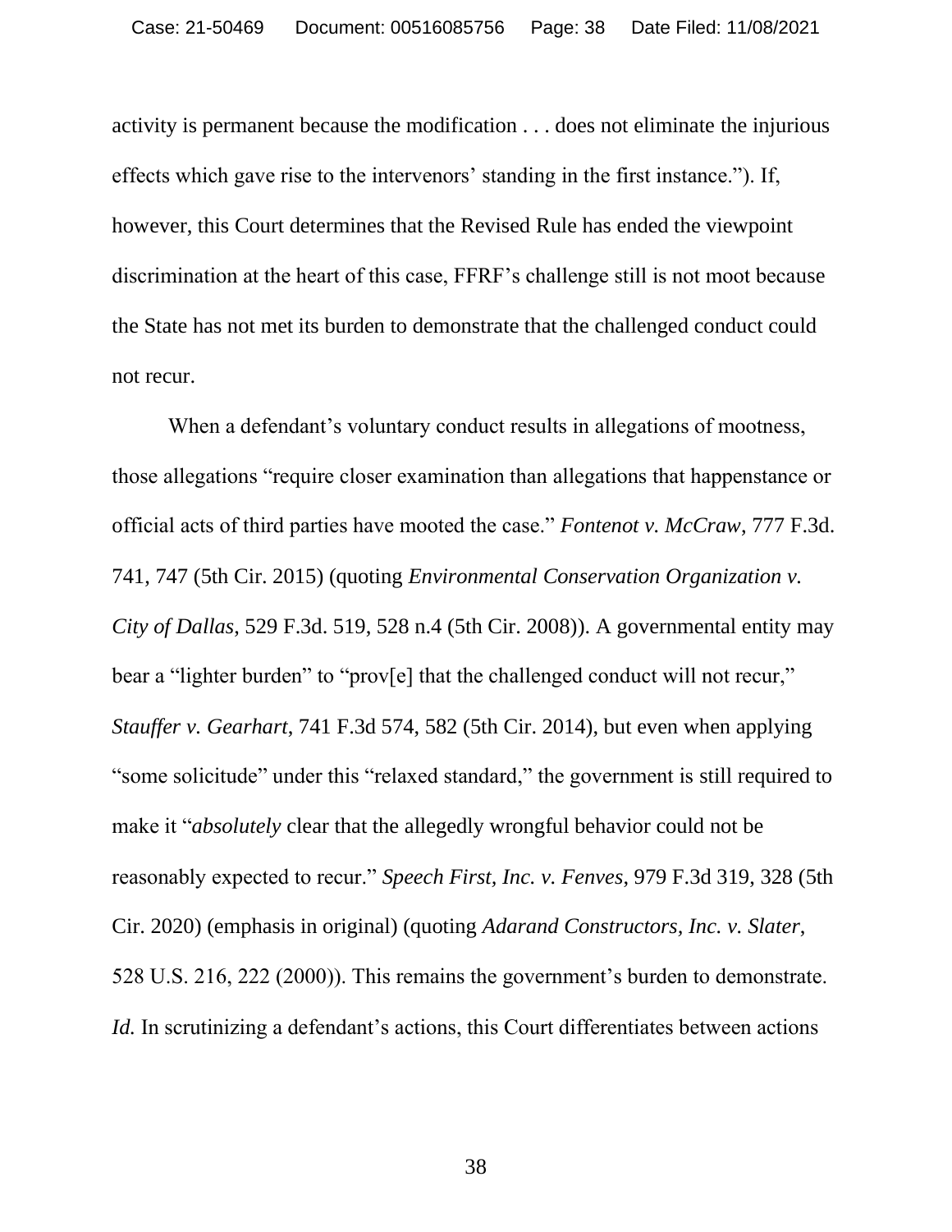activity is permanent because the modification . . . does not eliminate the injurious effects which gave rise to the intervenors' standing in the first instance."). If, however, this Court determines that the Revised Rule has ended the viewpoint discrimination at the heart of this case, FFRF's challenge still is not moot because the State has not met its burden to demonstrate that the challenged conduct could not recur.

When a defendant's voluntary conduct results in allegations of mootness, those allegations "require closer examination than allegations that happenstance or official acts of third parties have mooted the case." *Fontenot v. McCraw*, 777 F.3d. 741, 747 (5th Cir. 2015) (quoting *Environmental Conservation Organization v. City of Dallas*, 529 F.3d. 519, 528 n.4 (5th Cir. 2008)). A governmental entity may bear a "lighter burden" to "prov[e] that the challenged conduct will not recur," *Stauffer v. Gearhart*, 741 F.3d 574, 582 (5th Cir. 2014), but even when applying "some solicitude" under this "relaxed standard," the government is still required to make it "*absolutely* clear that the allegedly wrongful behavior could not be reasonably expected to recur." *Speech First, Inc. v. Fenves*, 979 F.3d 319, 328 (5th Cir. 2020) (emphasis in original) (quoting *Adarand Constructors, Inc. v. Slater*, 528 U.S. 216, 222 (2000)). This remains the government's burden to demonstrate. *Id.* In scrutinizing a defendant's actions, this Court differentiates between actions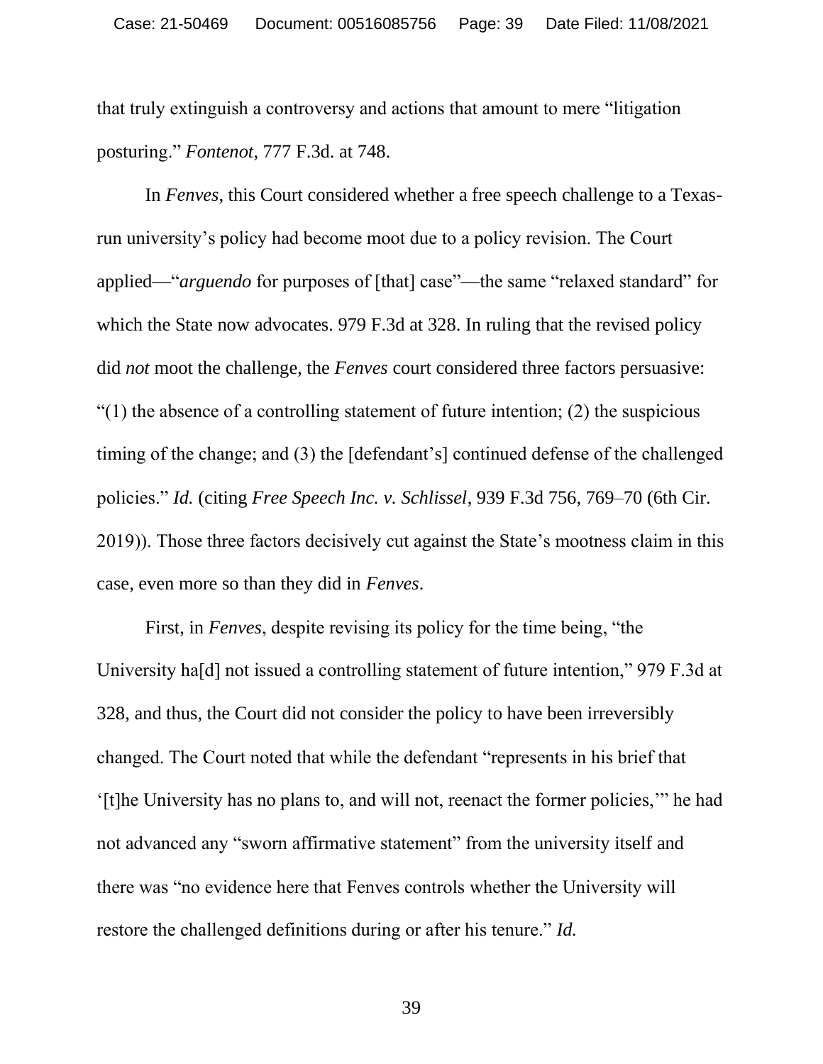that truly extinguish a controversy and actions that amount to mere "litigation posturing." *Fontenot*, 777 F.3d. at 748.

In *Fenves*, this Court considered whether a free speech challenge to a Texas-run university's policy had become moot due to a policy revision. The Court applied—"*arguendo* for purposes of [that] case"—the same "relaxed standard" for which the State now advocates. 979 F.3d at 328. In ruling that the revised policy did *not* moot the challenge, the *Fenves* court considered three factors persuasive: "(1) the absence of a controlling statement of future intention; (2) the suspicious timing of the change; and (3) the [defendant's] continued defense of the challenged policies." *Id.* (citing *Free Speech Inc. v. Schlissel*, 939 F.3d 756, 769–70 (6th Cir. 2019)). Those three factors decisively cut against the State's mootness claim in this case, even more so than they did in *Fenves*.

First, in *Fenves*, despite revising its policy for the time being, "the University ha[d] not issued a controlling statement of future intention," 979 F.3d at 328, and thus, the Court did not consider the policy to have been irreversibly changed. The Court noted that while the defendant "represents in his brief that '[t]he University has no plans to, and will not, reenact the former policies,'" he had not advanced any "sworn affirmative statement" from the university itself and there was "no evidence here that Fenves controls whether the University will restore the challenged definitions during or after his tenure." *Id.*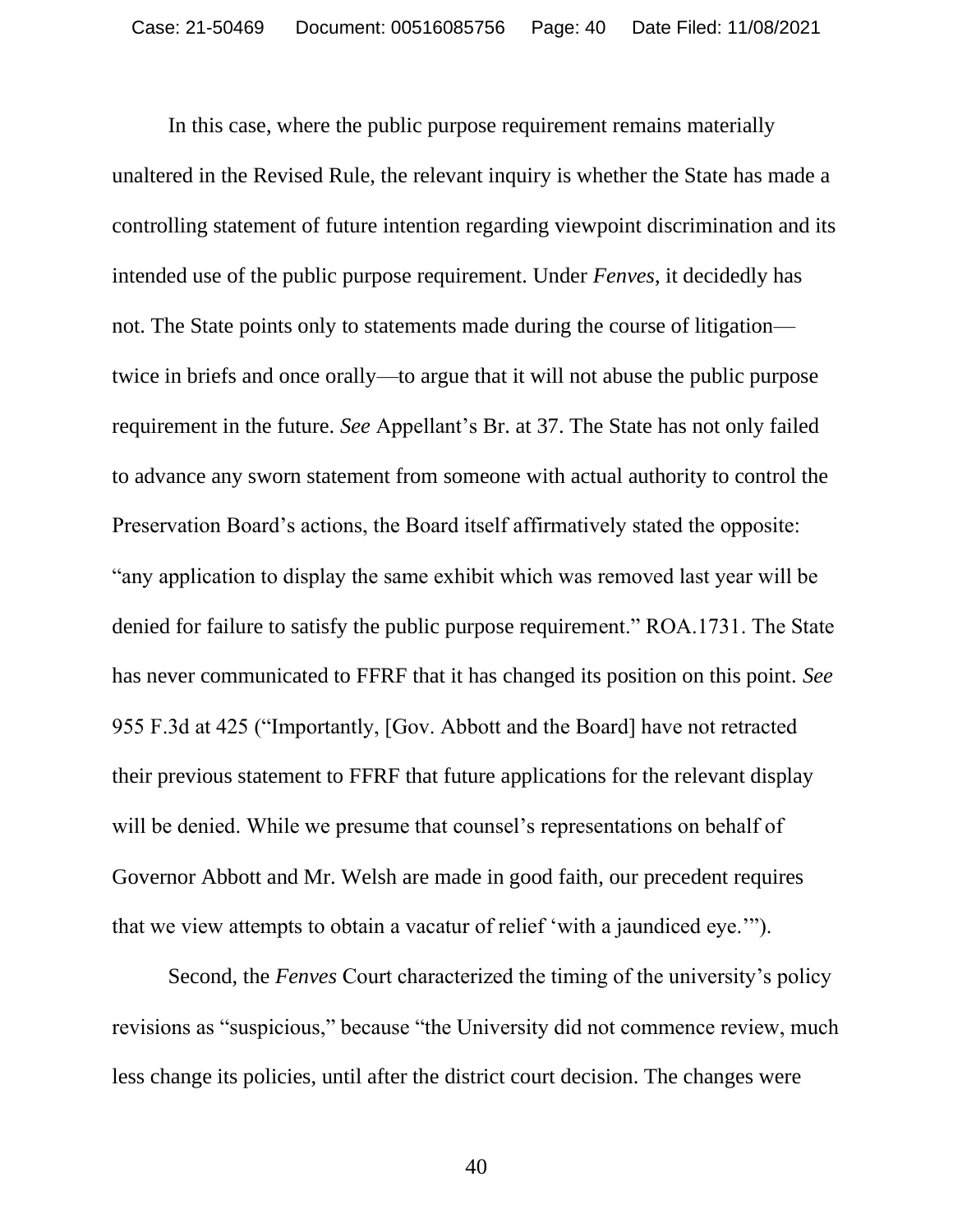In this case, where the public purpose requirement remains materially unaltered in the Revised Rule, the relevant inquiry is whether the State has made a controlling statement of future intention regarding viewpoint discrimination and its intended use of the public purpose requirement. Under *Fenves*, it decidedly has not. The State points only to statements made during the course of litigation—twice in briefs and once orally—to argue that it will not abuse the public purpose requirement in the future. *See* Appellant's Br. at 37. The State has not only failed to advance any sworn statement from someone with actual authority to control the Preservation Board's actions, the Board itself affirmatively stated the opposite: "any application to display the same exhibit which was removed last year will be denied for failure to satisfy the public purpose requirement." ROA.1731. The State has never communicated to FFRF that it has changed its position on this point. *See* 955 F.3d at 425 ("Importantly, [Gov. Abbott and the Board] have not retracted their previous statement to FFRF that future applications for the relevant display will be denied. While we presume that counsel's representations on behalf of Governor Abbott and Mr. Welsh are made in good faith, our precedent requires that we view attempts to obtain a vacatur of relief 'with a jaundiced eye.'").

Second, the *Fenves* Court characterized the timing of the university's policy revisions as "suspicious," because "the University did not commence review, much less change its policies, until after the district court decision. The changes were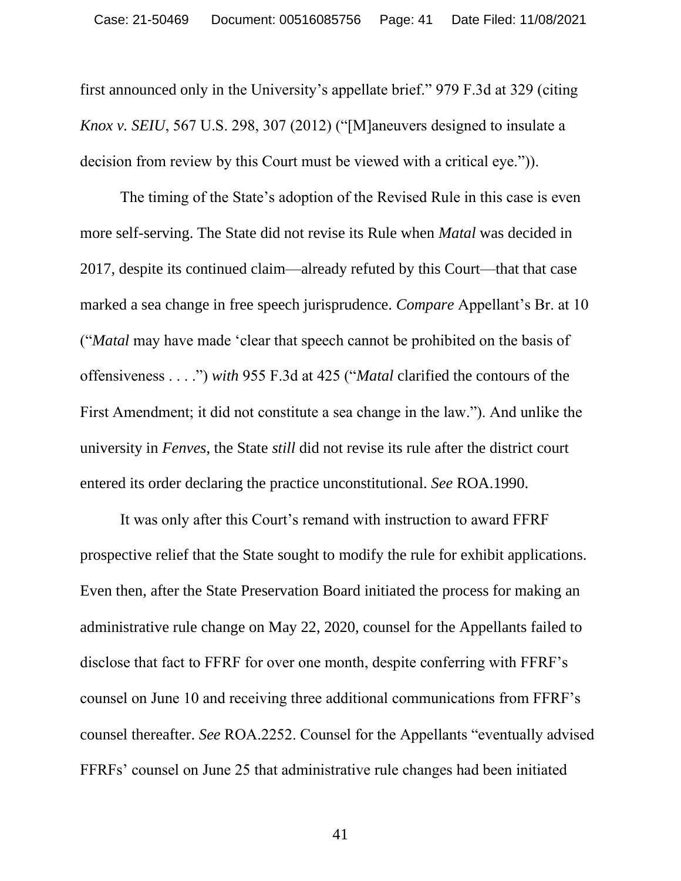first announced only in the University's appellate brief." 979 F.3d at 329 (citing *Knox v. SEIU*, 567 U.S. 298, 307 (2012) ("[M]aneuvers designed to insulate a decision from review by this Court must be viewed with a critical eye.")).

The timing of the State's adoption of the Revised Rule in this case is even more self-serving. The State did not revise its Rule when *Matal* was decided in 2017, despite its continued claim—already refuted by this Court—that that case marked a sea change in free speech jurisprudence. *Compare* Appellant's Br. at 10 ("*Matal* may have made 'clear that speech cannot be prohibited on the basis of offensiveness . . . .") *with* 955 F.3d at 425 ("*Matal* clarified the contours of the First Amendment; it did not constitute a sea change in the law."). And unlike the university in *Fenves*, the State *still* did not revise its rule after the district court entered its order declaring the practice unconstitutional. *See* ROA.1990.

It was only after this Court's remand with instruction to award FFRF prospective relief that the State sought to modify the rule for exhibit applications. Even then, after the State Preservation Board initiated the process for making an administrative rule change on May 22, 2020, counsel for the Appellants failed to disclose that fact to FFRF for over one month, despite conferring with FFRF's counsel on June 10 and receiving three additional communications from FFRF's counsel thereafter. *See* ROA.2252. Counsel for the Appellants "eventually advised FFRFs' counsel on June 25 that administrative rule changes had been initiated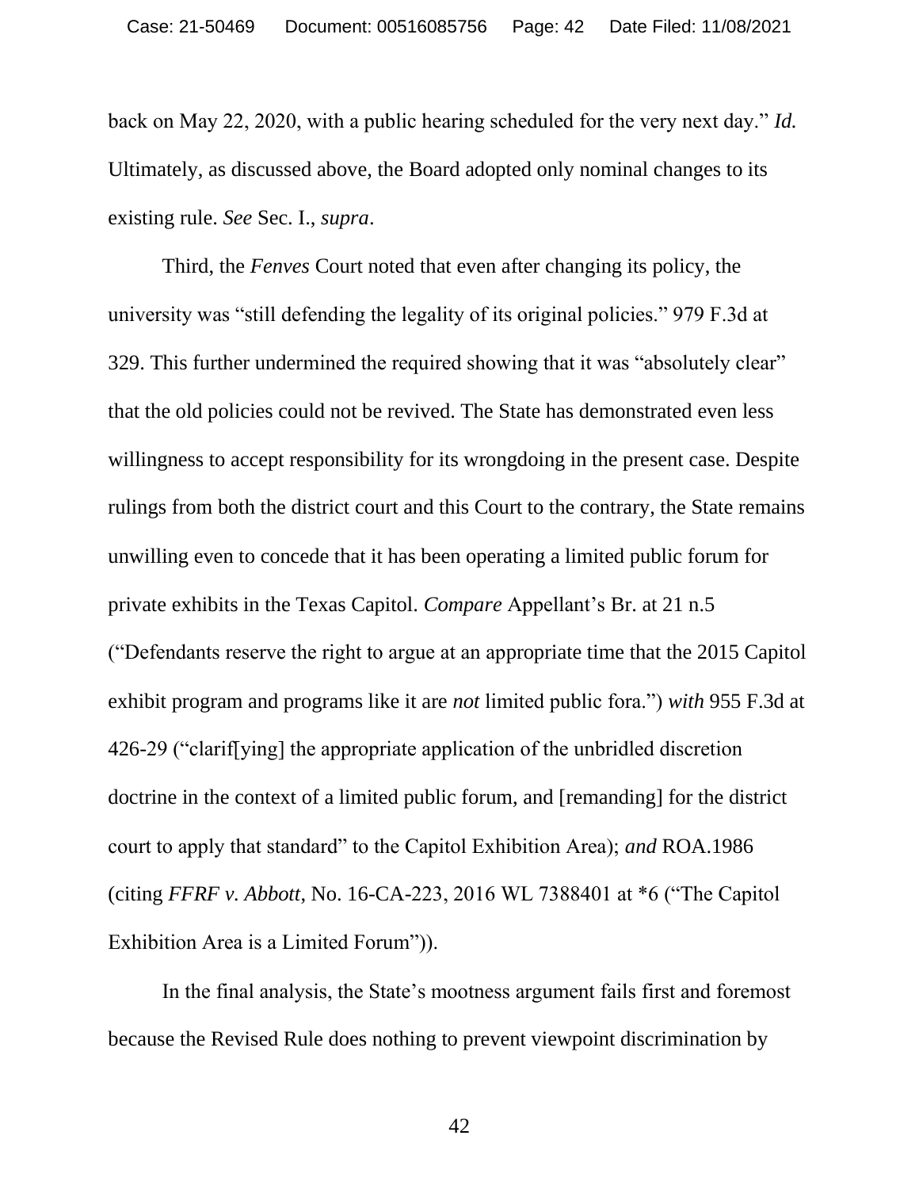back on May 22, 2020, with a public hearing scheduled for the very next day." *Id.* Ultimately, as discussed above, the Board adopted only nominal changes to its existing rule. *See* Sec. I., *supra*.

Third, the *Fenves* Court noted that even after changing its policy, the university was "still defending the legality of its original policies." 979 F.3d at 329. This further undermined the required showing that it was "absolutely clear" that the old policies could not be revived. The State has demonstrated even less willingness to accept responsibility for its wrongdoing in the present case. Despite rulings from both the district court and this Court to the contrary, the State remains unwilling even to concede that it has been operating a limited public forum for private exhibits in the Texas Capitol. *Compare* Appellant's Br. at 21 n.5 ("Defendants reserve the right to argue at an appropriate time that the 2015 Capitol exhibit program and programs like it are *not* limited public fora.") *with* 955 F.3d at 426-29 ("clarif[ying] the appropriate application of the unbridled discretion doctrine in the context of a limited public forum, and [remanding] for the district court to apply that standard" to the Capitol Exhibition Area); *and* ROA.1986 (citing *FFRF v. Abbott*, No. 16-CA-223, 2016 WL 7388401 at *6 ("The Capitol Exhibition Area is a Limited Forum")).

In the final analysis, the State's mootness argument fails first and foremost because the Revised Rule does nothing to prevent viewpoint discrimination by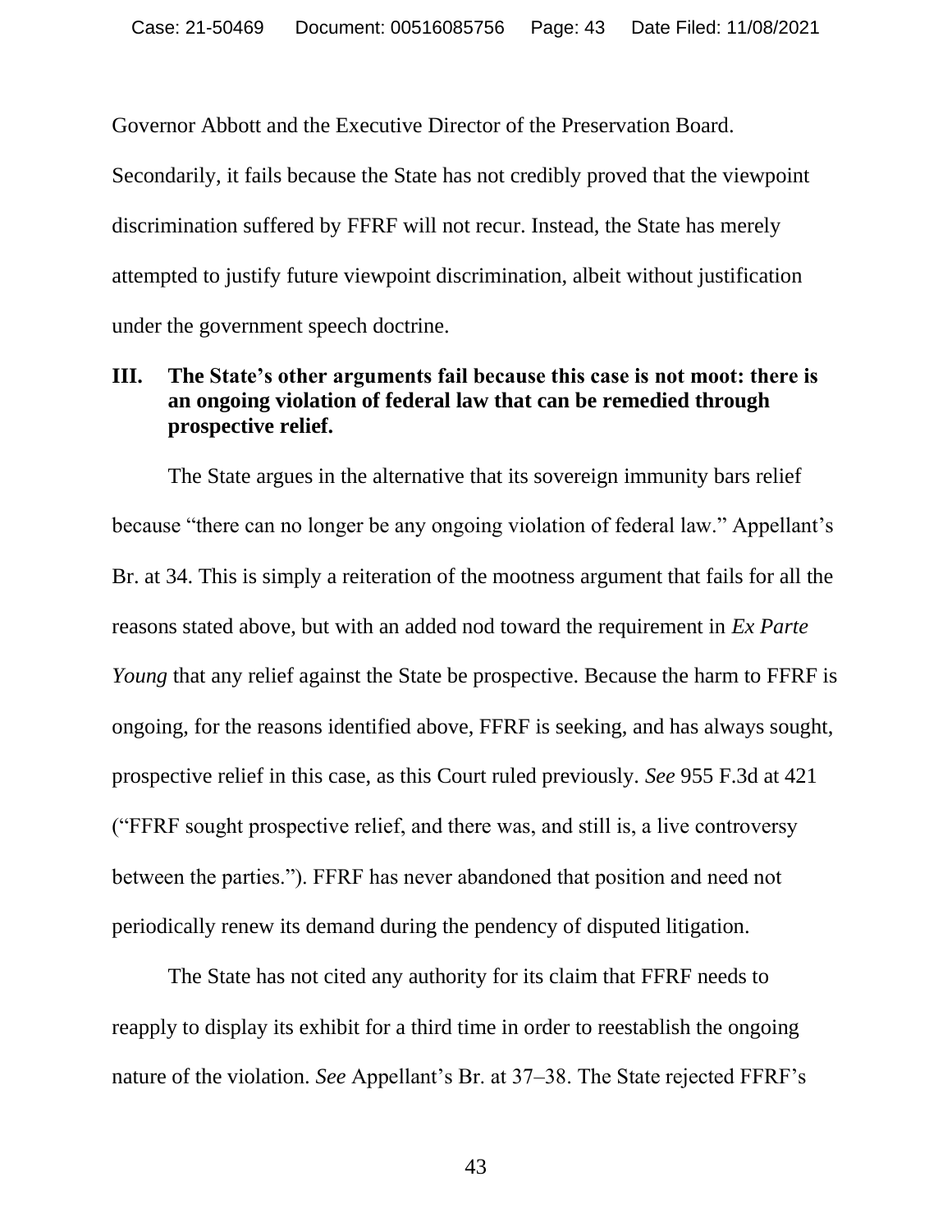Governor Abbott and the Executive Director of the Preservation Board. Secondarily, it fails because the State has not credibly proved that the viewpoint discrimination suffered by FFRF will not recur. Instead, the State has merely attempted to justify future viewpoint discrimination, albeit without justification under the government speech doctrine.

## III. The State's other arguments fail because this case is not moot: there is an ongoing violation of federal law that can be remedied through prospective relief.

The State argues in the alternative that its sovereign immunity bars relief because "there can no longer be any ongoing violation of federal law." Appellant's Br. at 34. This is simply a reiteration of the mootness argument that fails for all the reasons stated above, but with an added nod toward the requirement in *Ex Parte Young* that any relief against the State be prospective. Because the harm to FFRF is ongoing, for the reasons identified above, FFRF is seeking, and has always sought, prospective relief in this case, as this Court ruled previously. *See* 955 F.3d at 421 ("FFRF sought prospective relief, and there was, and still is, a live controversy between the parties."). FFRF has never abandoned that position and need not periodically renew its demand during the pendency of disputed litigation.

The State has not cited any authority for its claim that FFRF needs to reapply to display its exhibit for a third time in order to reestablish the ongoing nature of the violation. *See* Appellant's Br. at 37–38. The State rejected FFRF's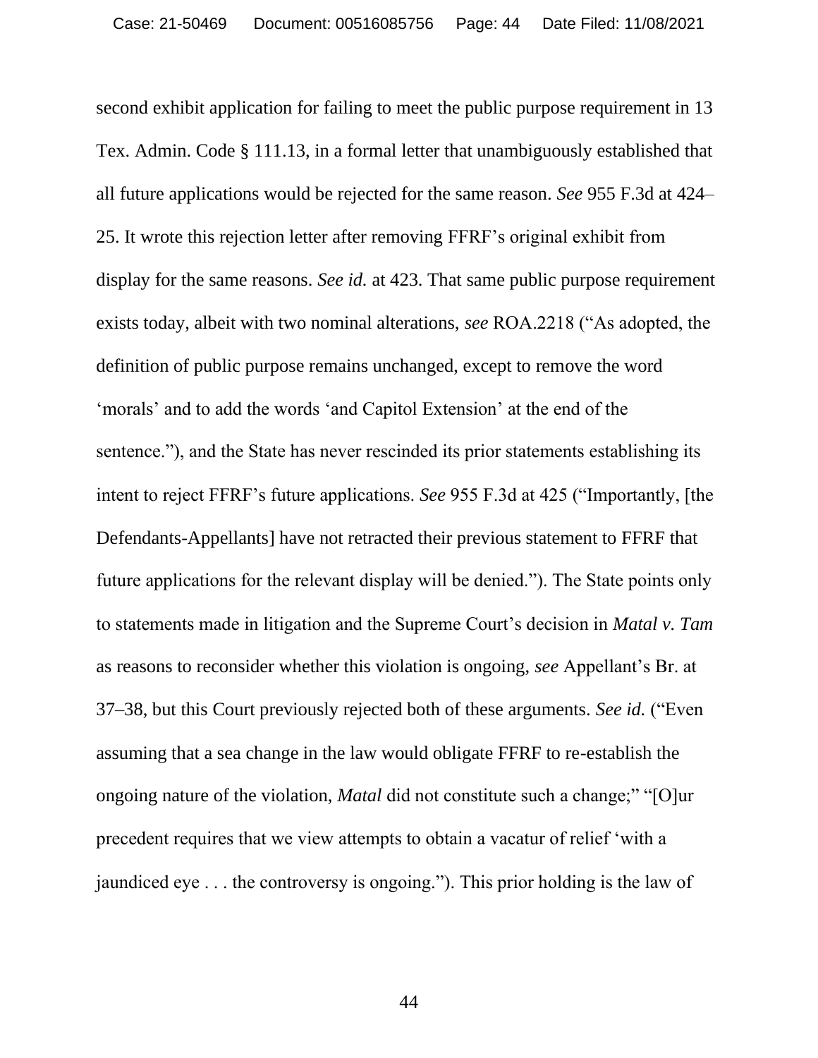second exhibit application for failing to meet the public purpose requirement in 13 Tex. Admin. Code § 111.13, in a formal letter that unambiguously established that all future applications would be rejected for the same reason. *See* 955 F.3d at 424–25. It wrote this rejection letter after removing FFRF's original exhibit from display for the same reasons. *See id.* at 423. That same public purpose requirement exists today, albeit with two nominal alterations, *see* ROA.2218 ("As adopted, the definition of public purpose remains unchanged, except to remove the word 'morals' and to add the words 'and Capitol Extension' at the end of the sentence."), and the State has never rescinded its prior statements establishing its intent to reject FFRF's future applications. *See* 955 F.3d at 425 ("Importantly, [the Defendants-Appellants] have not retracted their previous statement to FFRF that future applications for the relevant display will be denied."). The State points only to statements made in litigation and the Supreme Court's decision in *Matal v. Tam* as reasons to reconsider whether this violation is ongoing, *see* Appellant's Br. at 37–38, but this Court previously rejected both of these arguments. *See id.* ("Even assuming that a sea change in the law would obligate FFRF to re-establish the ongoing nature of the violation, *Matal* did not constitute such a change;" "[O]ur precedent requires that we view attempts to obtain a vacatur of relief 'with a jaundiced eye . . . the controversy is ongoing."). This prior holding is the law of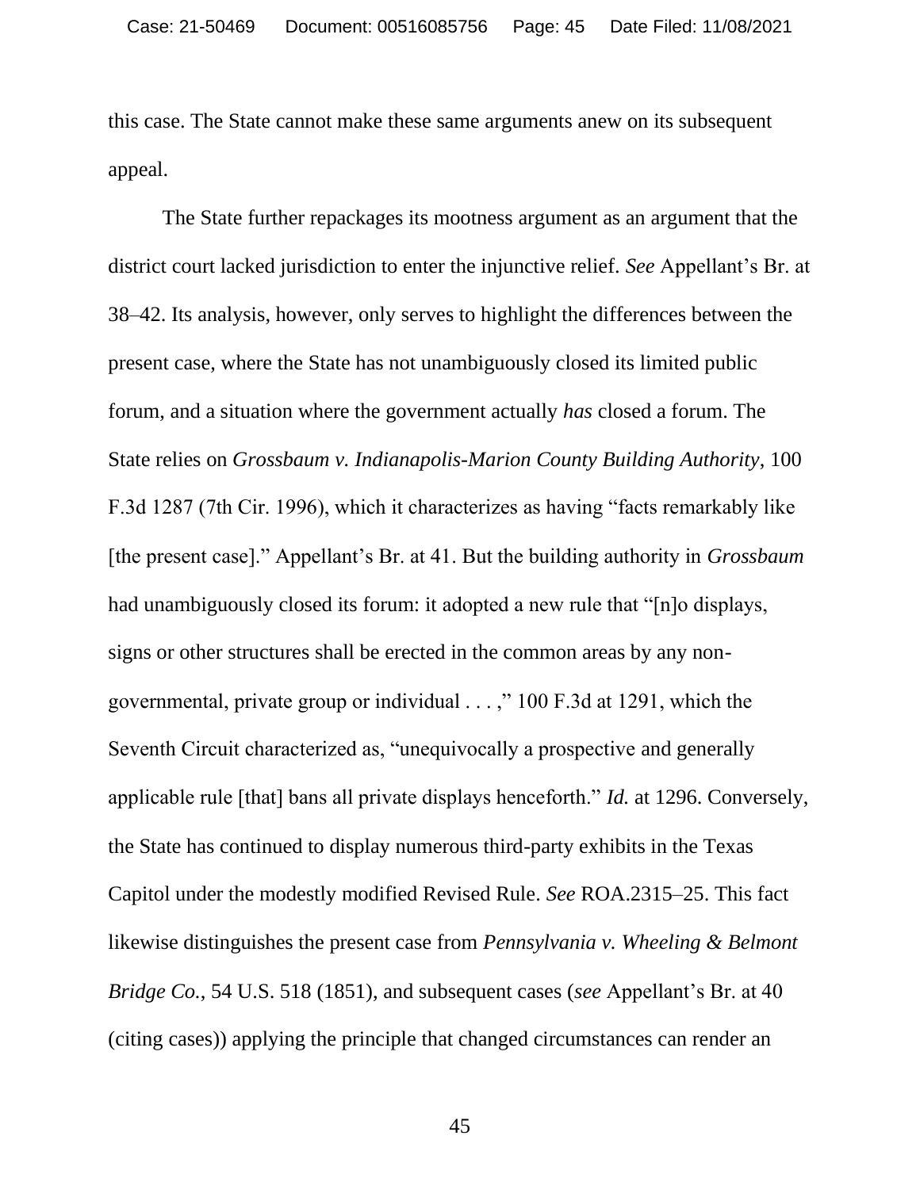this case. The State cannot make these same arguments anew on its subsequent appeal.

The State further repackages its mootness argument as an argument that the district court lacked jurisdiction to enter the injunctive relief. *See* Appellant's Br. at 38–42. Its analysis, however, only serves to highlight the differences between the present case, where the State has not unambiguously closed its limited public forum, and a situation where the government actually *has* closed a forum. The State relies on *Grossbaum v. Indianapolis-Marion County Building Authority*, 100 F.3d 1287 (7th Cir. 1996), which it characterizes as having "facts remarkably like [the present case]." Appellant's Br. at 41. But the building authority in *Grossbaum* had unambiguously closed its forum: it adopted a new rule that "[n]o displays, signs or other structures shall be erected in the common areas by any non-governmental, private group or individual . . . ," 100 F.3d at 1291, which the Seventh Circuit characterized as, "unequivocally a prospective and generally applicable rule [that] bans all private displays henceforth." *Id.* at 1296. Conversely, the State has continued to display numerous third-party exhibits in the Texas Capitol under the modestly modified Revised Rule. *See* ROA.2315–25. This fact likewise distinguishes the present case from *Pennsylvania v. Wheeling & Belmont Bridge Co.*, 54 U.S. 518 (1851), and subsequent cases (*see* Appellant's Br. at 40 (citing cases)) applying the principle that changed circumstances can render an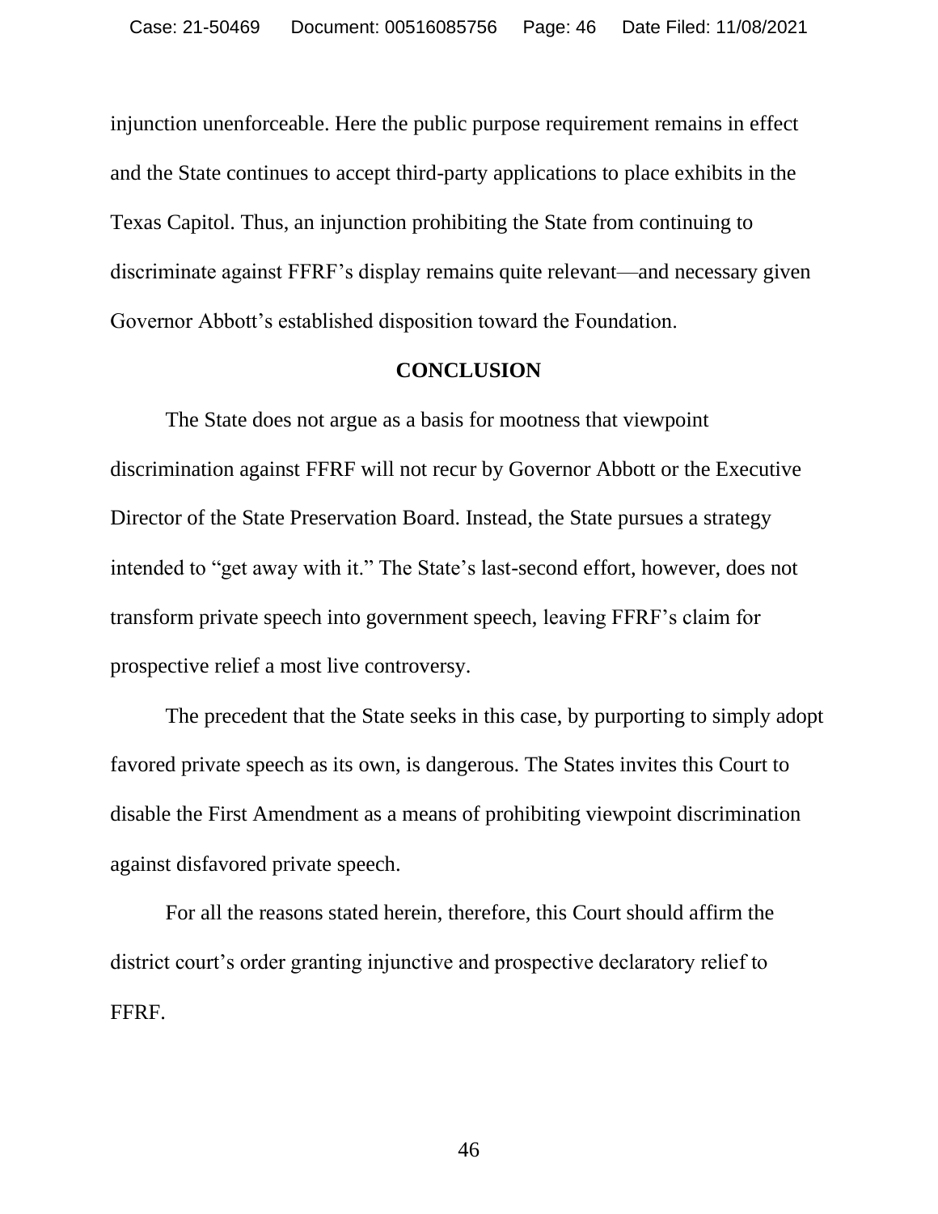injunction unenforceable. Here the public purpose requirement remains in effect and the State continues to accept third-party applications to place exhibits in the Texas Capitol. Thus, an injunction prohibiting the State from continuing to discriminate against FFRF's display remains quite relevant—and necessary given Governor Abbott's established disposition toward the Foundation.

## CONCLUSION

The State does not argue as a basis for mootness that viewpoint discrimination against FFRF will not recur by Governor Abbott or the Executive Director of the State Preservation Board. Instead, the State pursues a strategy intended to "get away with it." The State's last-second effort, however, does not transform private speech into government speech, leaving FFRF's claim for prospective relief a most live controversy.

The precedent that the State seeks in this case, by purporting to simply adopt favored private speech as its own, is dangerous. The States invites this Court to disable the First Amendment as a means of prohibiting viewpoint discrimination against disfavored private speech.

For all the reasons stated herein, therefore, this Court should affirm the district court's order granting injunctive and prospective declaratory relief to FFRF.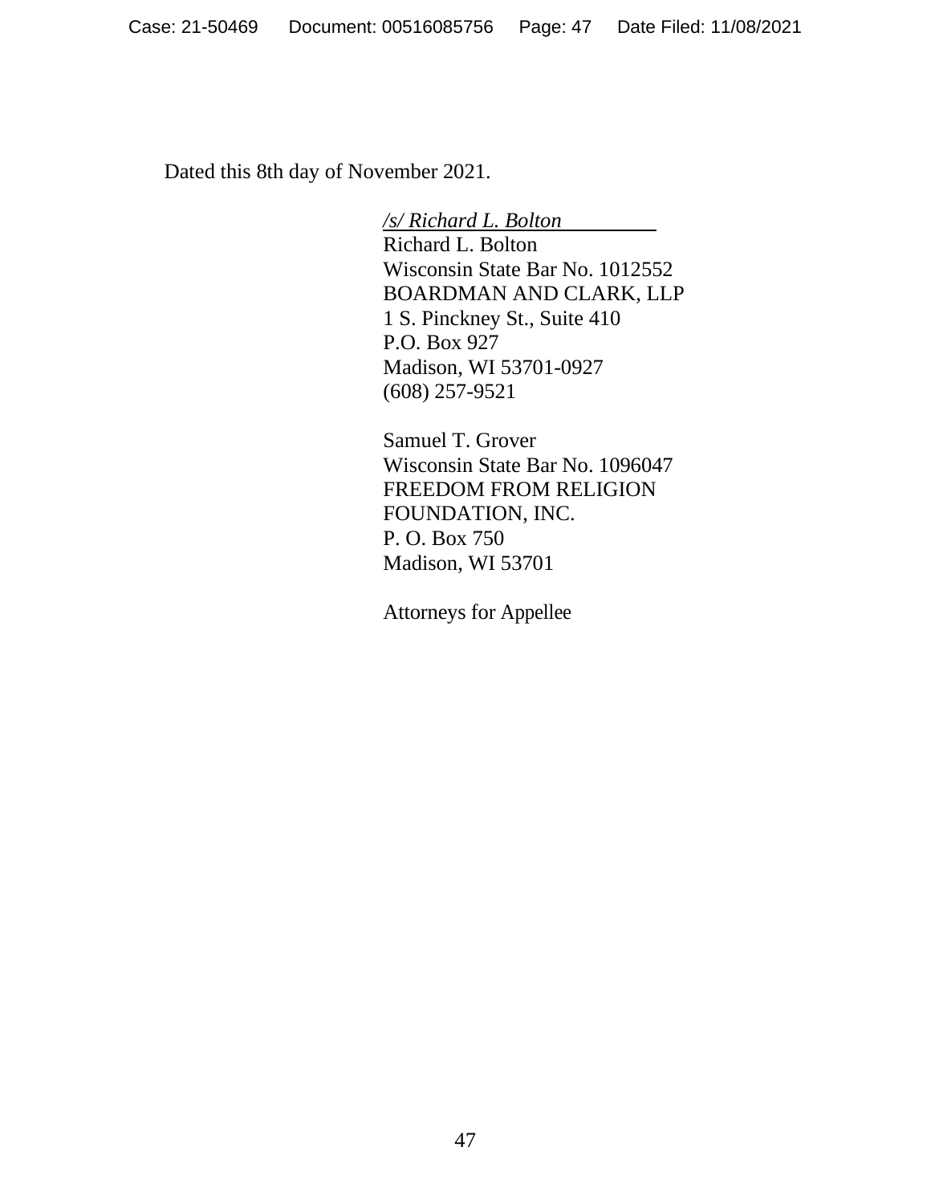Dated this 8th day of November 2021.

*/s/ Richard L. Bolton*  
Richard L. Bolton  
Wisconsin State Bar No. 1012552  
BOARDMAN AND CLARK, LLP  
1 S. Pinckney St., Suite 410  
P.O. Box 927  
Madison, WI 53701-0927  
(608) 257-9521

Samuel T. Grover  
Wisconsin State Bar No. 1096047  
FREEDOM FROM RELIGION FOUNDATION, INC.  
P. O. Box 750  
Madison, WI 53701

Attorneys for Appellee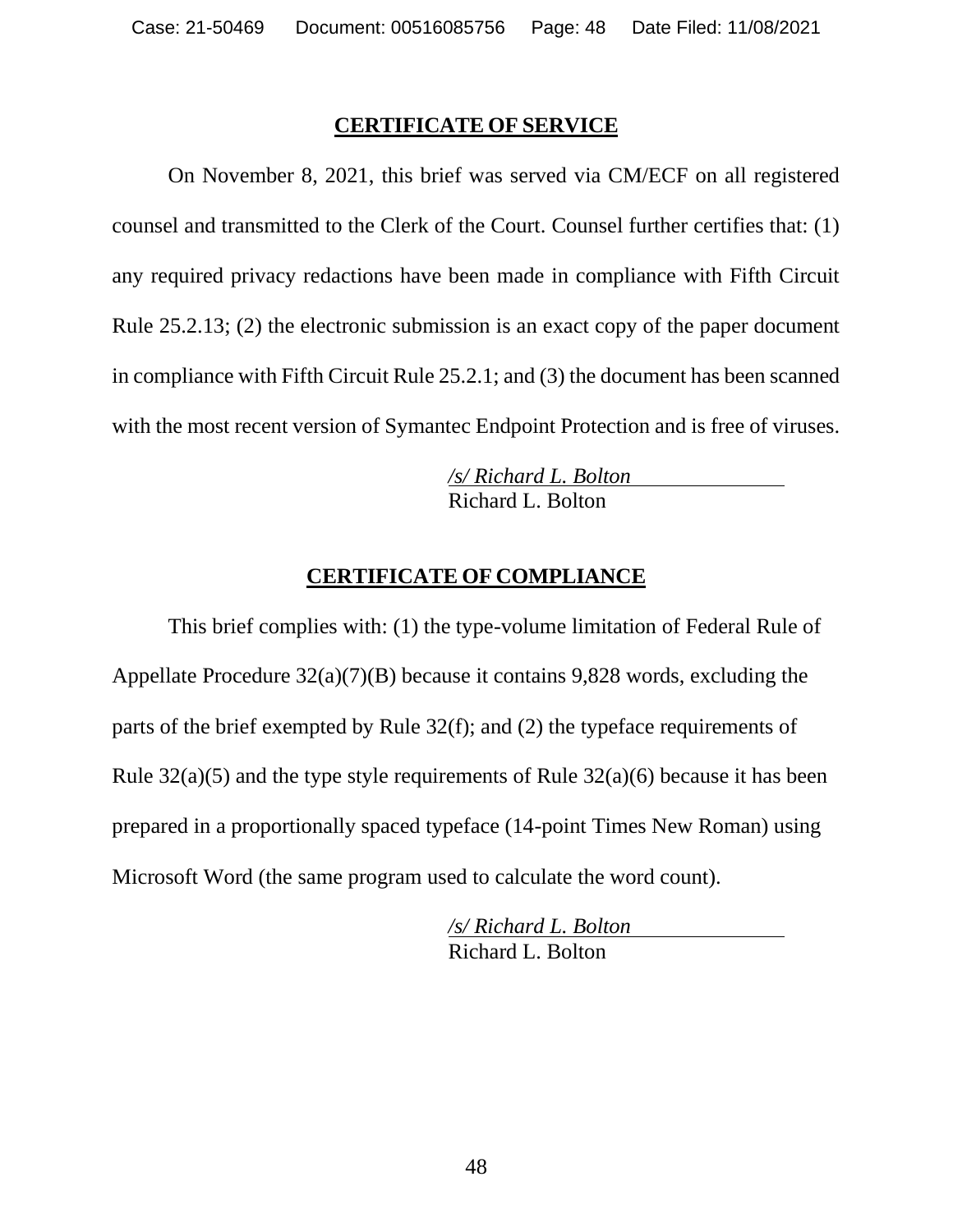## CERTIFICATE OF SERVICE

On November 8, 2021, this brief was served via CM/ECF on all registered counsel and transmitted to the Clerk of the Court. Counsel further certifies that: (1) any required privacy redactions have been made in compliance with Fifth Circuit Rule 25.2.13; (2) the electronic submission is an exact copy of the paper document in compliance with Fifth Circuit Rule 25.2.1; and (3) the document has been scanned with the most recent version of Symantec Endpoint Protection and is free of viruses.

*/s/ Richard L. Bolton*
Richard L. Bolton

## CERTIFICATE OF COMPLIANCE

This brief complies with: (1) the type-volume limitation of Federal Rule of Appellate Procedure 32(a)(7)(B) because it contains 9,828 words, excluding the parts of the brief exempted by Rule 32(f); and (2) the typeface requirements of Rule 32(a)(5) and the type style requirements of Rule 32(a)(6) because it has been prepared in a proportionally spaced typeface (14-point Times New Roman) using Microsoft Word (the same program used to calculate the word count).

*/s/ Richard L. Bolton*
Richard L. Bolton